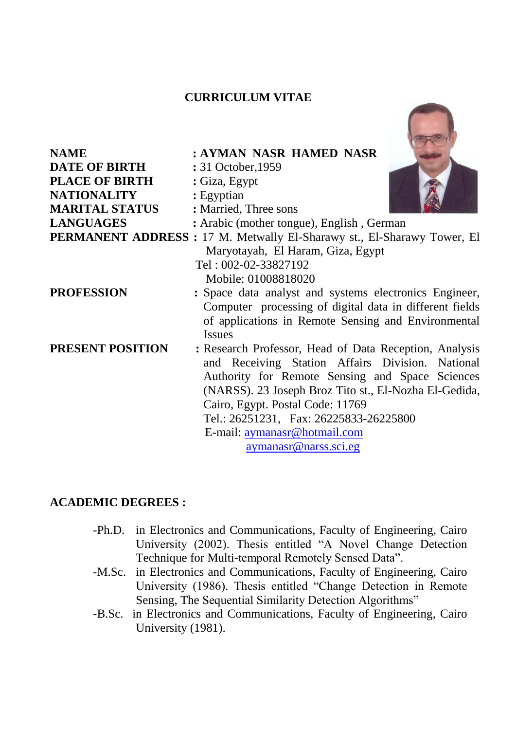# CURRICULUM VITAE

| | |
|---|---|
| **NAME** | **: AYMAN NASR HAMED NASR** |
| **DATE OF BIRTH** | : 31 October,1959 |
| **PLACE OF BIRTH** | : Giza, Egypt |
| **NATIONALITY** | : Egyptian |
| **MARITAL STATUS** | : Married, Three sons |
| **LANGUAGES** | : Arabic (mother tongue), English , German |
| **PERMANENT ADDRESS** | : 17 M. Metwally El-Sharawy st., El-Sharawy Tower, El Maryotayah, El Haram, Giza, Egypt<br>Tel : 002-02-33827192<br>Mobile: 01008818020 |
| **PROFESSION** | : Space data analyst and systems electronics Engineer, Computer processing of digital data in different fields of applications in Remote Sensing and Environmental Issues |
| **PRESENT POSITION** | : Research Professor, Head of Data Reception, Analysis and Receiving Station Affairs Division. National Authority for Remote Sensing and Space Sciences (NARSS). 23 Joseph Broz Tito st., El-Nozha El-Gedida, Cairo, Egypt. Postal Code: 11769<br>Tel.: 26251231, Fax: 26225833-26225800<br>E-mail: aymanasr@hotmail.com<br>aymanasr@narss.sci.eg |

## ACADEMIC DEGREES :

- -Ph.D. in Electronics and Communications, Faculty of Engineering, Cairo University (2002). Thesis entitled "A Novel Change Detection Technique for Multi-temporal Remotely Sensed Data".
- -M.Sc. in Electronics and Communications, Faculty of Engineering, Cairo University (1986). Thesis entitled "Change Detection in Remote Sensing, The Sequential Similarity Detection Algorithms"
- -B.Sc. in Electronics and Communications, Faculty of Engineering, Cairo University (1981).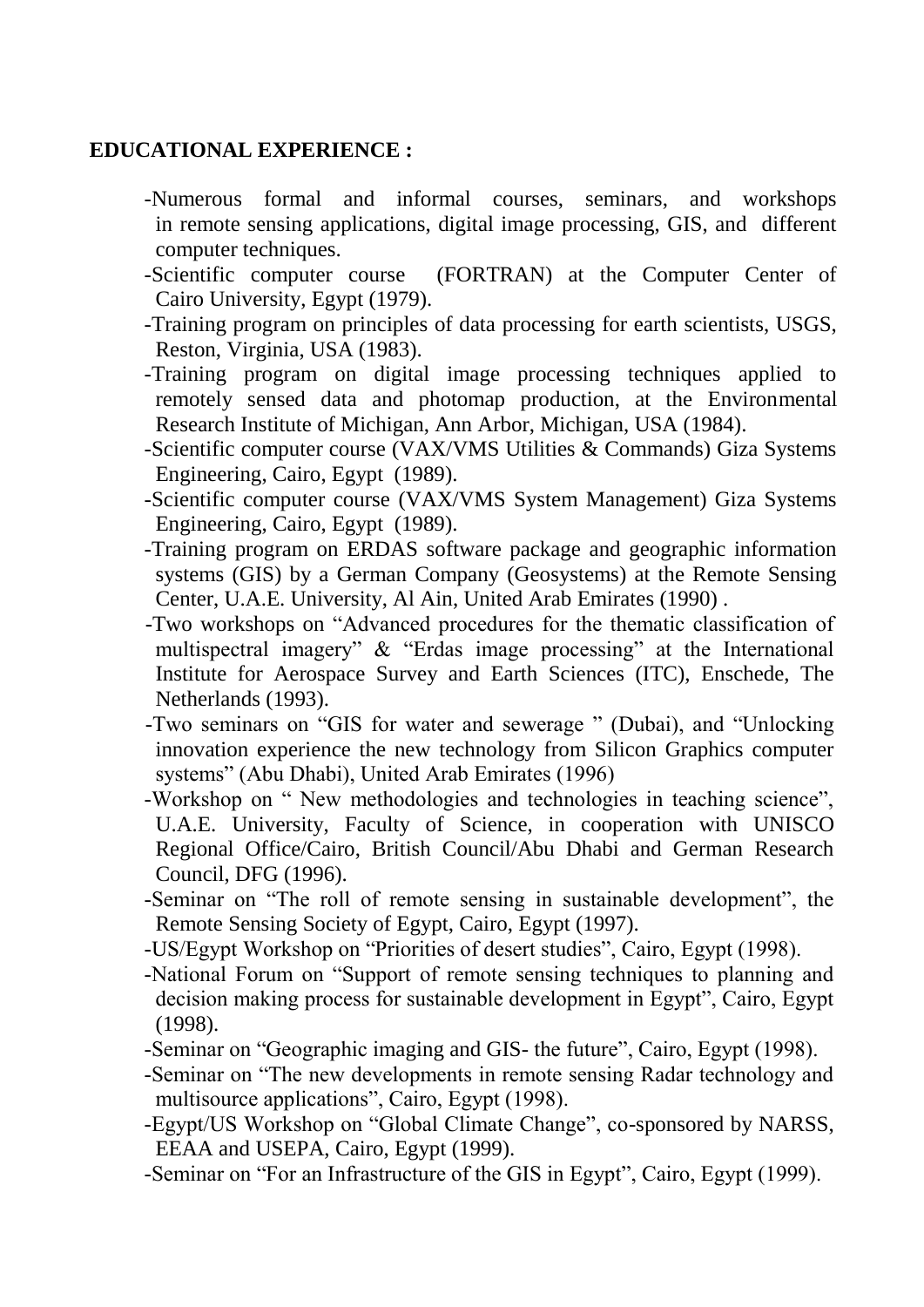**EDUCATIONAL EXPERIENCE :**

- Numerous formal and informal courses, seminars, and workshops in remote sensing applications, digital image processing, GIS, and different computer techniques.
- Scientific computer course (FORTRAN) at the Computer Center of Cairo University, Egypt (1979).
- Training program on principles of data processing for earth scientists, USGS, Reston, Virginia, USA (1983).
- Training program on digital image processing techniques applied to remotely sensed data and photomap production, at the Environmental Research Institute of Michigan, Ann Arbor, Michigan, USA (1984).
- Scientific computer course (VAX/VMS Utilities & Commands) Giza Systems Engineering, Cairo, Egypt (1989).
- Scientific computer course (VAX/VMS System Management) Giza Systems Engineering, Cairo, Egypt (1989).
- Training program on ERDAS software package and geographic information systems (GIS) by a German Company (Geosystems) at the Remote Sensing Center, U.A.E. University, Al Ain, United Arab Emirates (1990) .
- Two workshops on "Advanced procedures for the thematic classification of multispectral imagery" & "Erdas image processing" at the International Institute for Aerospace Survey and Earth Sciences (ITC), Enschede, The Netherlands (1993).
- Two seminars on "GIS for water and sewerage " (Dubai), and "Unlocking innovation experience the new technology from Silicon Graphics computer systems" (Abu Dhabi), United Arab Emirates (1996)
- Workshop on " New methodologies and technologies in teaching science", U.A.E. University, Faculty of Science, in cooperation with UNISCO Regional Office/Cairo, British Council/Abu Dhabi and German Research Council, DFG (1996).
- Seminar on "The roll of remote sensing in sustainable development", the Remote Sensing Society of Egypt, Cairo, Egypt (1997).
- US/Egypt Workshop on "Priorities of desert studies", Cairo, Egypt (1998).
- National Forum on "Support of remote sensing techniques to planning and decision making process for sustainable development in Egypt", Cairo, Egypt (1998).
- Seminar on "Geographic imaging and GIS- the future", Cairo, Egypt (1998).
- Seminar on "The new developments in remote sensing Radar technology and multisource applications", Cairo, Egypt (1998).
- Egypt/US Workshop on "Global Climate Change", co-sponsored by NARSS, EEAA and USEPA, Cairo, Egypt (1999).
- Seminar on "For an Infrastructure of the GIS in Egypt", Cairo, Egypt (1999).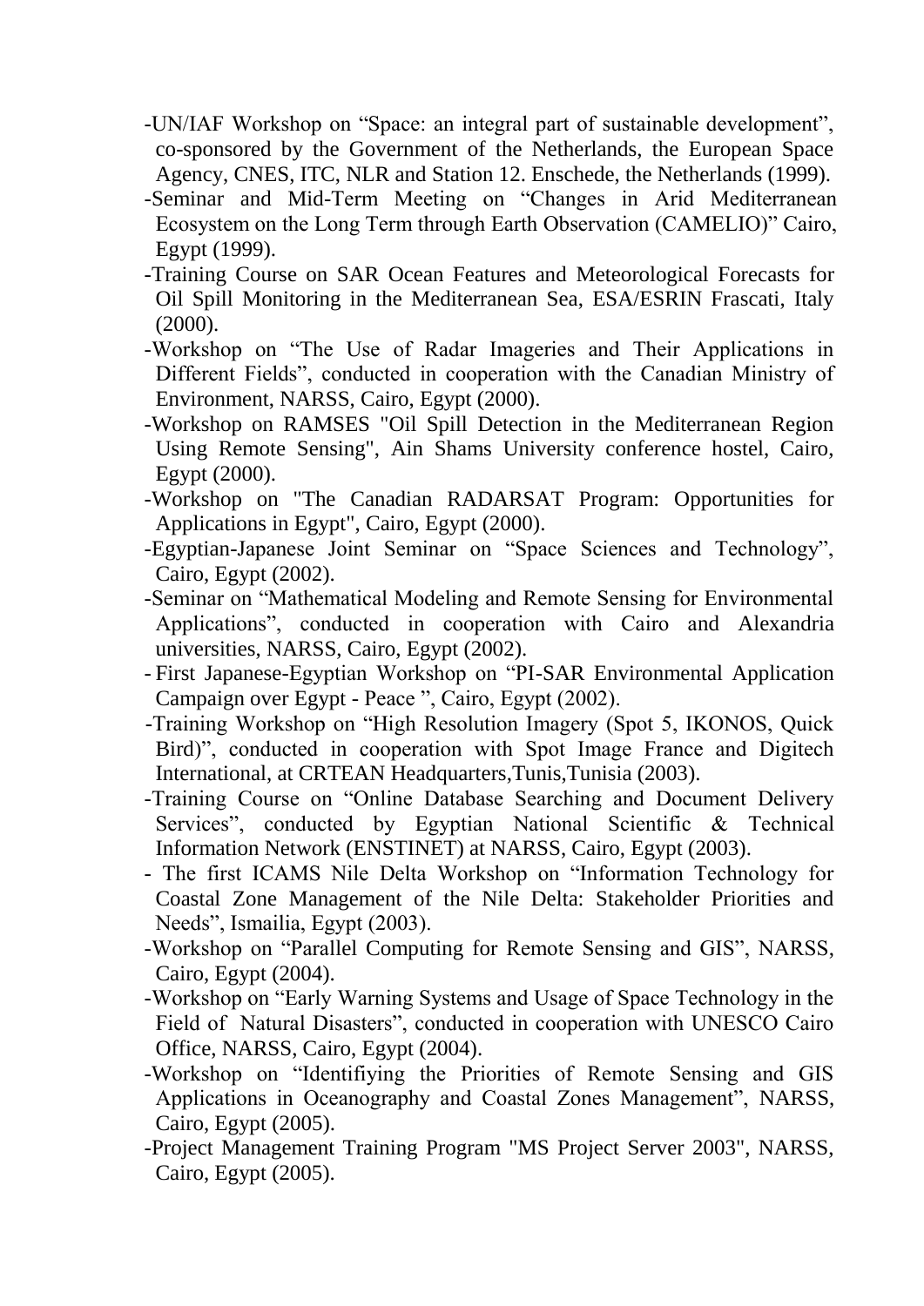- UN/IAF Workshop on "Space: an integral part of sustainable development", co-sponsored by the Government of the Netherlands, the European Space Agency, CNES, ITC, NLR and Station 12. Enschede, the Netherlands (1999).
- Seminar and Mid-Term Meeting on "Changes in Arid Mediterranean Ecosystem on the Long Term through Earth Observation (CAMELIO)" Cairo, Egypt (1999).
- Training Course on SAR Ocean Features and Meteorological Forecasts for Oil Spill Monitoring in the Mediterranean Sea, ESA/ESRIN Frascati, Italy (2000).
- Workshop on "The Use of Radar Imageries and Their Applications in Different Fields", conducted in cooperation with the Canadian Ministry of Environment, NARSS, Cairo, Egypt (2000).
- Workshop on RAMSES "Oil Spill Detection in the Mediterranean Region Using Remote Sensing", Ain Shams University conference hostel, Cairo, Egypt (2000).
- Workshop on "The Canadian RADARSAT Program: Opportunities for Applications in Egypt", Cairo, Egypt (2000).
- Egyptian-Japanese Joint Seminar on "Space Sciences and Technology", Cairo, Egypt (2002).
- Seminar on "Mathematical Modeling and Remote Sensing for Environmental Applications", conducted in cooperation with Cairo and Alexandria universities, NARSS, Cairo, Egypt (2002).
- First Japanese-Egyptian Workshop on "PI-SAR Environmental Application Campaign over Egypt - Peace ", Cairo, Egypt (2002).
- Training Workshop on "High Resolution Imagery (Spot 5, IKONOS, Quick Bird)", conducted in cooperation with Spot Image France and Digitech International, at CRTEAN Headquarters,Tunis,Tunisia (2003).
- Training Course on "Online Database Searching and Document Delivery Services", conducted by Egyptian National Scientific & Technical Information Network (ENSTINET) at NARSS, Cairo, Egypt (2003).
- The first ICAMS Nile Delta Workshop on "Information Technology for Coastal Zone Management of the Nile Delta: Stakeholder Priorities and Needs", Ismailia, Egypt (2003).
- Workshop on "Parallel Computing for Remote Sensing and GIS", NARSS, Cairo, Egypt (2004).
- Workshop on "Early Warning Systems and Usage of Space Technology in the Field of Natural Disasters", conducted in cooperation with UNESCO Cairo Office, NARSS, Cairo, Egypt (2004).
- Workshop on "Identifiying the Priorities of Remote Sensing and GIS Applications in Oceanography and Coastal Zones Management", NARSS, Cairo, Egypt (2005).
- Project Management Training Program "MS Project Server 2003", NARSS, Cairo, Egypt (2005).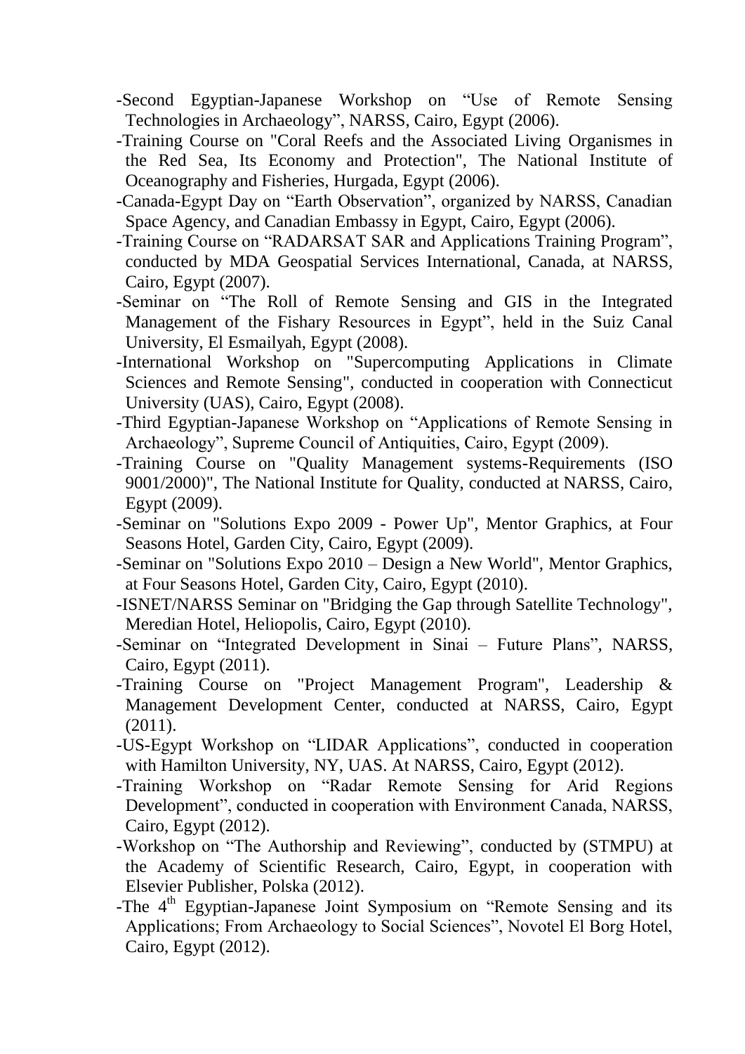-Second Egyptian-Japanese Workshop on "Use of Remote Sensing Technologies in Archaeology", NARSS, Cairo, Egypt (2006).

-Training Course on "Coral Reefs and the Associated Living Organismes in the Red Sea, Its Economy and Protection", The National Institute of Oceanography and Fisheries, Hurgada, Egypt (2006).

-Canada-Egypt Day on "Earth Observation", organized by NARSS, Canadian Space Agency, and Canadian Embassy in Egypt, Cairo, Egypt (2006).

-Training Course on "RADARSAT SAR and Applications Training Program", conducted by MDA Geospatial Services International, Canada, at NARSS, Cairo, Egypt (2007).

-Seminar on "The Roll of Remote Sensing and GIS in the Integrated Management of the Fishary Resources in Egypt", held in the Suiz Canal University, El Esmailyah, Egypt (2008).

-International Workshop on "Supercomputing Applications in Climate Sciences and Remote Sensing", conducted in cooperation with Connecticut University (UAS), Cairo, Egypt (2008).

-Third Egyptian-Japanese Workshop on "Applications of Remote Sensing in Archaeology", Supreme Council of Antiquities, Cairo, Egypt (2009).

-Training Course on "Quality Management systems-Requirements (ISO 9001/2000)", The National Institute for Quality, conducted at NARSS, Cairo, Egypt (2009).

-Seminar on "Solutions Expo 2009 - Power Up", Mentor Graphics, at Four Seasons Hotel, Garden City, Cairo, Egypt (2009).

-Seminar on "Solutions Expo 2010 – Design a New World", Mentor Graphics, at Four Seasons Hotel, Garden City, Cairo, Egypt (2010).

-ISNET/NARSS Seminar on "Bridging the Gap through Satellite Technology", Meredian Hotel, Heliopolis, Cairo, Egypt (2010).

-Seminar on "Integrated Development in Sinai – Future Plans", NARSS, Cairo, Egypt (2011).

-Training Course on "Project Management Program", Leadership & Management Development Center, conducted at NARSS, Cairo, Egypt (2011).

-US-Egypt Workshop on "LIDAR Applications", conducted in cooperation with Hamilton University, NY, UAS. At NARSS, Cairo, Egypt (2012).

-Training Workshop on "Radar Remote Sensing for Arid Regions Development", conducted in cooperation with Environment Canada, NARSS, Cairo, Egypt (2012).

-Workshop on "The Authorship and Reviewing", conducted by (STMPU) at the Academy of Scientific Research, Cairo, Egypt, in cooperation with Elsevier Publisher, Polska (2012).

-The 4th Egyptian-Japanese Joint Symposium on "Remote Sensing and its Applications; From Archaeology to Social Sciences", Novotel El Borg Hotel, Cairo, Egypt (2012).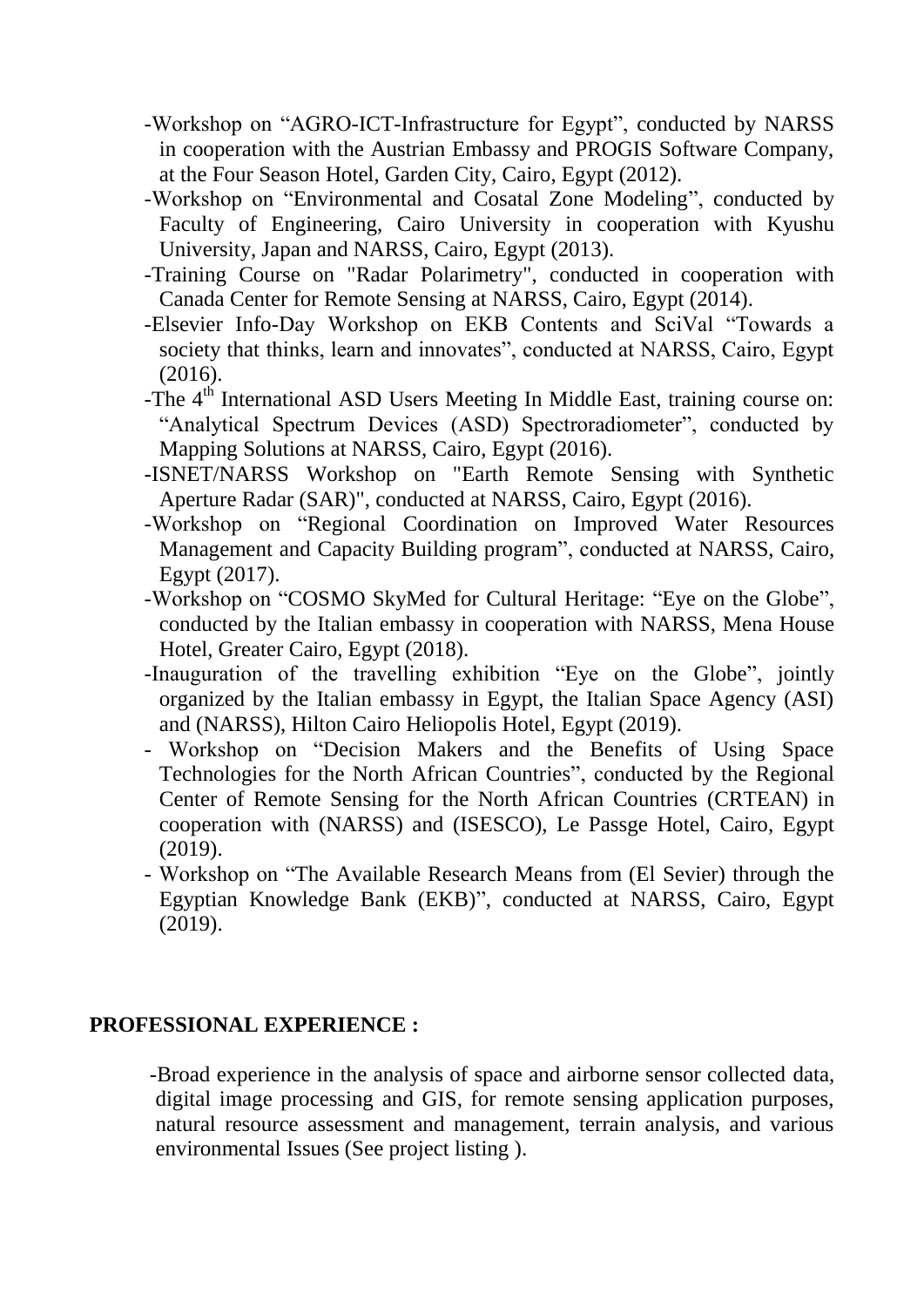-Workshop on "AGRO-ICT-Infrastructure for Egypt", conducted by NARSS in cooperation with the Austrian Embassy and PROGIS Software Company, at the Four Season Hotel, Garden City, Cairo, Egypt (2012).

-Workshop on "Environmental and Cosatal Zone Modeling", conducted by Faculty of Engineering, Cairo University in cooperation with Kyushu University, Japan and NARSS, Cairo, Egypt (2013).

-Training Course on "Radar Polarimetry", conducted in cooperation with Canada Center for Remote Sensing at NARSS, Cairo, Egypt (2014).

-Elsevier Info-Day Workshop on EKB Contents and SciVal "Towards a society that thinks, learn and innovates", conducted at NARSS, Cairo, Egypt (2016).

-The 4th International ASD Users Meeting In Middle East, training course on: "Analytical Spectrum Devices (ASD) Spectroradiometer", conducted by Mapping Solutions at NARSS, Cairo, Egypt (2016).

-ISNET/NARSS Workshop on "Earth Remote Sensing with Synthetic Aperture Radar (SAR)", conducted at NARSS, Cairo, Egypt (2016).

-Workshop on "Regional Coordination on Improved Water Resources Management and Capacity Building program", conducted at NARSS, Cairo, Egypt (2017).

-Workshop on "COSMO SkyMed for Cultural Heritage: "Eye on the Globe", conducted by the Italian embassy in cooperation with NARSS, Mena House Hotel, Greater Cairo, Egypt (2018).

-Inauguration of the travelling exhibition "Eye on the Globe", jointly organized by the Italian embassy in Egypt, the Italian Space Agency (ASI) and (NARSS), Hilton Cairo Heliopolis Hotel, Egypt (2019).

- Workshop on "Decision Makers and the Benefits of Using Space Technologies for the North African Countries", conducted by the Regional Center of Remote Sensing for the North African Countries (CRTEAN) in cooperation with (NARSS) and (ISESCO), Le Passge Hotel, Cairo, Egypt (2019).

- Workshop on "The Available Research Means from (El Sevier) through the Egyptian Knowledge Bank (EKB)", conducted at NARSS, Cairo, Egypt (2019).

## PROFESSIONAL EXPERIENCE :

-Broad experience in the analysis of space and airborne sensor collected data, digital image processing and GIS, for remote sensing application purposes, natural resource assessment and management, terrain analysis, and various environmental Issues (See project listing ).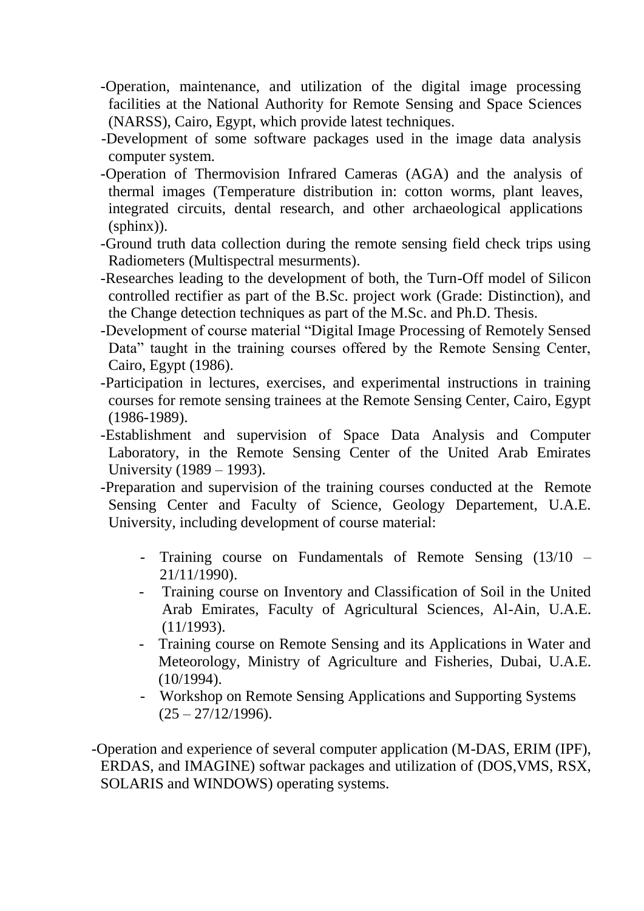- Operation, maintenance, and utilization of the digital image processing facilities at the National Authority for Remote Sensing and Space Sciences (NARSS), Cairo, Egypt, which provide latest techniques.
- Development of some software packages used in the image data analysis computer system.
- Operation of Thermovision Infrared Cameras (AGA) and the analysis of thermal images (Temperature distribution in: cotton worms, plant leaves, integrated circuits, dental research, and other archaeological applications (sphinx)).
- Ground truth data collection during the remote sensing field check trips using Radiometers (Multispectral mesurments).
- Researches leading to the development of both, the Turn-Off model of Silicon controlled rectifier as part of the B.Sc. project work (Grade: Distinction), and the Change detection techniques as part of the M.Sc. and Ph.D. Thesis.
- Development of course material "Digital Image Processing of Remotely Sensed Data" taught in the training courses offered by the Remote Sensing Center, Cairo, Egypt (1986).
- Participation in lectures, exercises, and experimental instructions in training courses for remote sensing trainees at the Remote Sensing Center, Cairo, Egypt (1986-1989).
- Establishment and supervision of Space Data Analysis and Computer Laboratory, in the Remote Sensing Center of the United Arab Emirates University (1989 – 1993).
- Preparation and supervision of the training courses conducted at the Remote Sensing Center and Faculty of Science, Geology Departement, U.A.E. University, including development of course material:
    - Training course on Fundamentals of Remote Sensing (13/10 – 21/11/1990).
    - Training course on Inventory and Classification of Soil in the United Arab Emirates, Faculty of Agricultural Sciences, Al-Ain, U.A.E. (11/1993).
    - Training course on Remote Sensing and its Applications in Water and Meteorology, Ministry of Agriculture and Fisheries, Dubai, U.A.E. (10/1994).
    - Workshop on Remote Sensing Applications and Supporting Systems (25 – 27/12/1996).
- Operation and experience of several computer application (M-DAS, ERIM (IPF), ERDAS, and IMAGINE) softwar packages and utilization of (DOS,VMS, RSX, SOLARIS and WINDOWS) operating systems.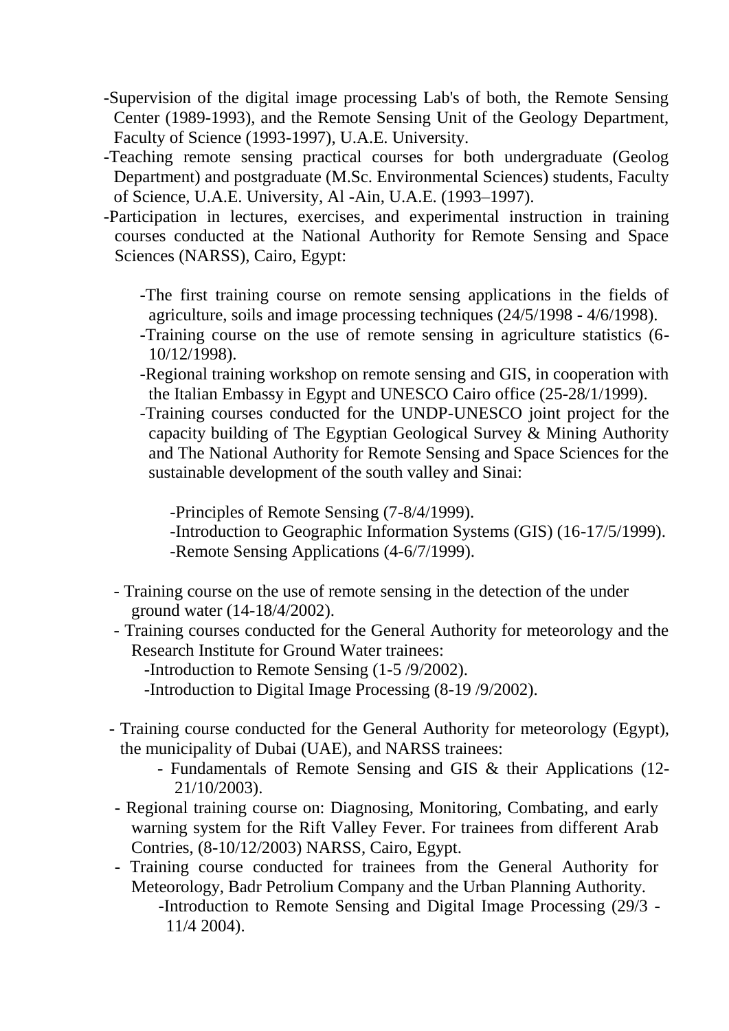- Supervision of the digital image processing Lab's of both, the Remote Sensing Center (1989-1993), and the Remote Sensing Unit of the Geology Department, Faculty of Science (1993-1997), U.A.E. University.
- Teaching remote sensing practical courses for both undergraduate (Geolog Department) and postgraduate (M.Sc. Environmental Sciences) students, Faculty of Science, U.A.E. University, Al -Ain, U.A.E. (1993–1997).
- Participation in lectures, exercises, and experimental instruction in training courses conducted at the National Authority for Remote Sensing and Space Sciences (NARSS), Cairo, Egypt:
    - The first training course on remote sensing applications in the fields of agriculture, soils and image processing techniques (24/5/1998 - 4/6/1998).
    - Training course on the use of remote sensing in agriculture statistics (6-10/12/1998).
    - Regional training workshop on remote sensing and GIS, in cooperation with the Italian Embassy in Egypt and UNESCO Cairo office (25-28/1/1999).
    - Training courses conducted for the UNDP-UNESCO joint project for the capacity building of The Egyptian Geological Survey & Mining Authority and The National Authority for Remote Sensing and Space Sciences for the sustainable development of the south valley and Sinai:
        - Principles of Remote Sensing (7-8/4/1999).
        - Introduction to Geographic Information Systems (GIS) (16-17/5/1999).
        - Remote Sensing Applications (4-6/7/1999).
    - Training course on the use of remote sensing in the detection of the under ground water (14-18/4/2002).
    - Training courses conducted for the General Authority for meteorology and the Research Institute for Ground Water trainees:
        - Introduction to Remote Sensing (1-5 /9/2002).
        - Introduction to Digital Image Processing (8-19 /9/2002).
    - Training course conducted for the General Authority for meteorology (Egypt), the municipality of Dubai (UAE), and NARSS trainees:
        - Fundamentals of Remote Sensing and GIS & their Applications (12-21/10/2003).
    - Regional training course on: Diagnosing, Monitoring, Combating, and early warning system for the Rift Valley Fever. For trainees from different Arab Contries, (8-10/12/2003) NARSS, Cairo, Egypt.
    - Training course conducted for trainees from the General Authority for Meteorology, Badr Petrolium Company and the Urban Planning Authority.
        - Introduction to Remote Sensing and Digital Image Processing (29/3 - 11/4 2004).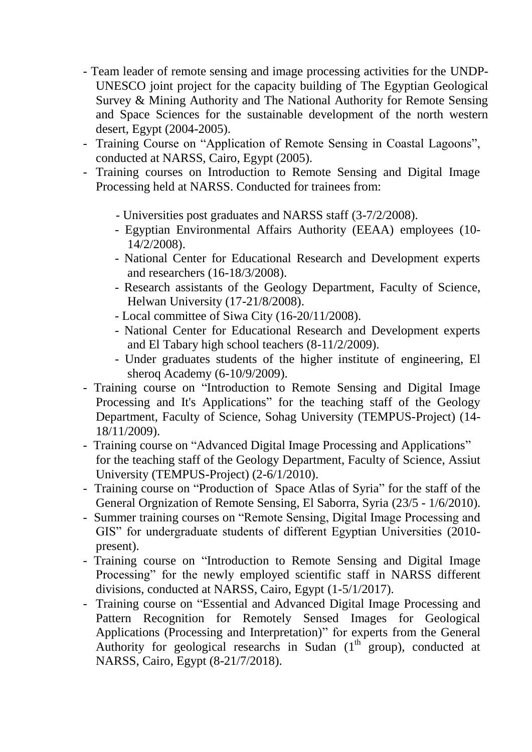- Team leader of remote sensing and image processing activities for the UNDP-UNESCO joint project for the capacity building of The Egyptian Geological Survey & Mining Authority and The National Authority for Remote Sensing and Space Sciences for the sustainable development of the north western desert, Egypt (2004-2005).
- Training Course on "Application of Remote Sensing in Coastal Lagoons", conducted at NARSS, Cairo, Egypt (2005).
- Training courses on Introduction to Remote Sensing and Digital Image Processing held at NARSS. Conducted for trainees from:
  - Universities post graduates and NARSS staff (3-7/2/2008).
  - Egyptian Environmental Affairs Authority (EEAA) employees (10-14/2/2008).
  - National Center for Educational Research and Development experts and researchers (16-18/3/2008).
  - Research assistants of the Geology Department, Faculty of Science, Helwan University (17-21/8/2008).
  - Local committee of Siwa City (16-20/11/2008).
  - National Center for Educational Research and Development experts and El Tabary high school teachers (8-11/2/2009).
  - Under graduates students of the higher institute of engineering, El sheroq Academy (6-10/9/2009).
- Training course on "Introduction to Remote Sensing and Digital Image Processing and It's Applications" for the teaching staff of the Geology Department, Faculty of Science, Sohag University (TEMPUS-Project) (14-18/11/2009).
- Training course on "Advanced Digital Image Processing and Applications" for the teaching staff of the Geology Department, Faculty of Science, Assiut University (TEMPUS-Project) (2-6/1/2010).
- Training course on "Production of Space Atlas of Syria" for the staff of the General Orgnization of Remote Sensing, El Saborra, Syria (23/5 - 1/6/2010).
- Summer training courses on "Remote Sensing, Digital Image Processing and GIS" for undergraduate students of different Egyptian Universities (2010-present).
- Training course on "Introduction to Remote Sensing and Digital Image Processing" for the newly employed scientific staff in NARSS different divisions, conducted at NARSS, Cairo, Egypt (1-5/1/2017).
- Training course on "Essential and Advanced Digital Image Processing and Pattern Recognition for Remotely Sensed Images for Geological Applications (Processing and Interpretation)" for experts from the General Authority for geological researchs in Sudan (1th group), conducted at NARSS, Cairo, Egypt (8-21/7/2018).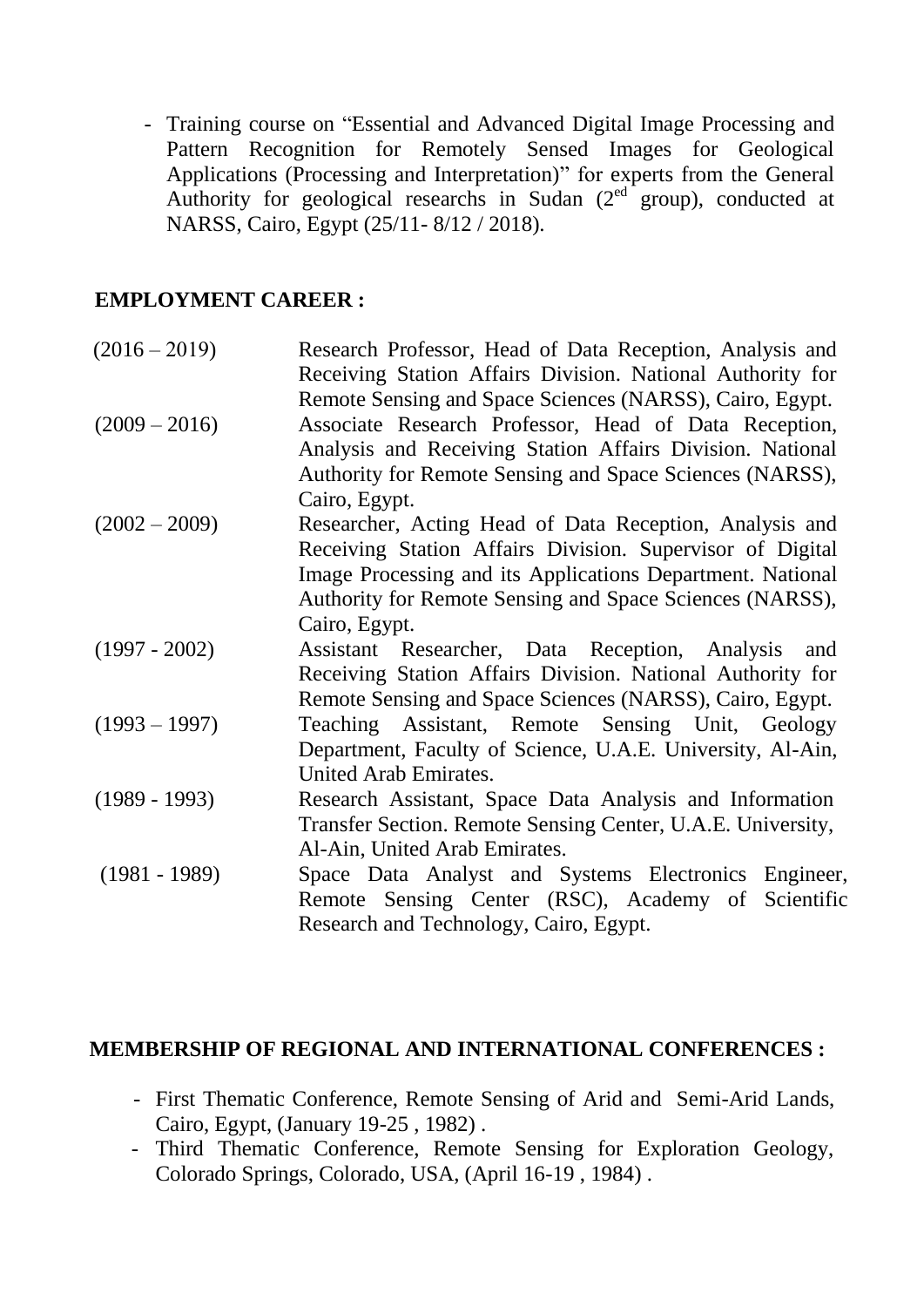- Training course on "Essential and Advanced Digital Image Processing and Pattern Recognition for Remotely Sensed Images for Geological Applications (Processing and Interpretation)" for experts from the General Authority for geological researchs in Sudan (2$^{ed}$ group), conducted at NARSS, Cairo, Egypt (25/11- 8/12 / 2018).

## EMPLOYMENT CAREER :

| | |
|---|---|
| (2016 – 2019) | Research Professor, Head of Data Reception, Analysis and Receiving Station Affairs Division. National Authority for Remote Sensing and Space Sciences (NARSS), Cairo, Egypt. |
| (2009 – 2016) | Associate Research Professor, Head of Data Reception, Analysis and Receiving Station Affairs Division. National Authority for Remote Sensing and Space Sciences (NARSS), Cairo, Egypt. |
| (2002 – 2009) | Researcher, Acting Head of Data Reception, Analysis and Receiving Station Affairs Division. Supervisor of Digital Image Processing and its Applications Department. National Authority for Remote Sensing and Space Sciences (NARSS), Cairo, Egypt. |
| (1997 - 2002) | Assistant Researcher, Data Reception, Analysis and Receiving Station Affairs Division. National Authority for Remote Sensing and Space Sciences (NARSS), Cairo, Egypt. |
| (1993 – 1997) | Teaching Assistant, Remote Sensing Unit, Geology Department, Faculty of Science, U.A.E. University, Al-Ain, United Arab Emirates. |
| (1989 - 1993) | Research Assistant, Space Data Analysis and Information Transfer Section. Remote Sensing Center, U.A.E. University, Al-Ain, United Arab Emirates. |
| (1981 - 1989) | Space Data Analyst and Systems Electronics Engineer, Remote Sensing Center (RSC), Academy of Scientific Research and Technology, Cairo, Egypt. |

## MEMBERSHIP OF REGIONAL AND INTERNATIONAL CONFERENCES :

- First Thematic Conference, Remote Sensing of Arid and Semi-Arid Lands, Cairo, Egypt, (January 19-25 , 1982) .
- Third Thematic Conference, Remote Sensing for Exploration Geology, Colorado Springs, Colorado, USA, (April 16-19 , 1984) .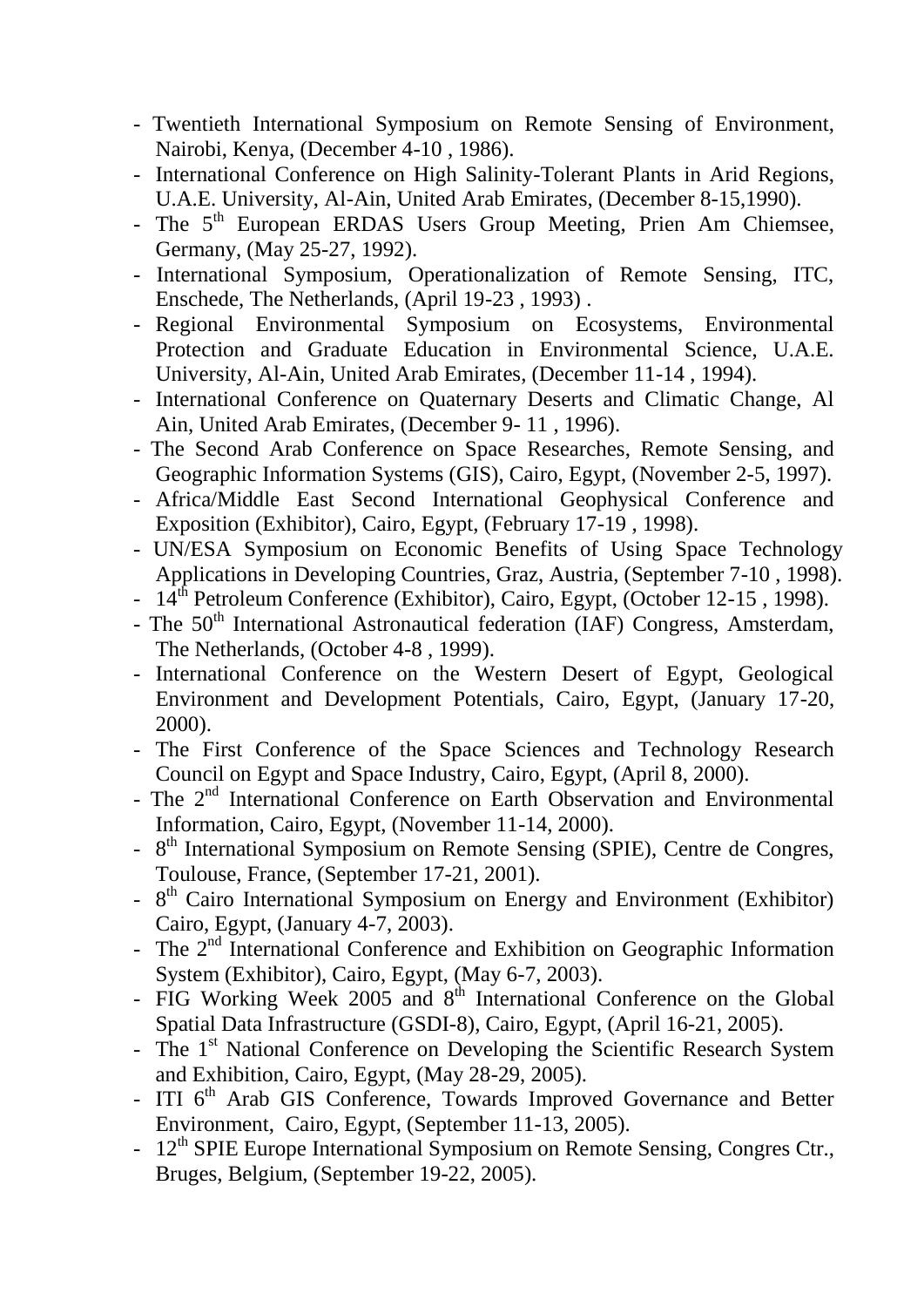- Twentieth International Symposium on Remote Sensing of Environment, Nairobi, Kenya, (December 4-10 , 1986).
- International Conference on High Salinity-Tolerant Plants in Arid Regions, U.A.E. University, Al-Ain, United Arab Emirates, (December 8-15,1990).
- The 5th European ERDAS Users Group Meeting, Prien Am Chiemsee, Germany, (May 25-27, 1992).
- International Symposium, Operationalization of Remote Sensing, ITC, Enschede, The Netherlands, (April 19-23 , 1993) .
- Regional Environmental Symposium on Ecosystems, Environmental Protection and Graduate Education in Environmental Science, U.A.E. University, Al-Ain, United Arab Emirates, (December 11-14 , 1994).
- International Conference on Quaternary Deserts and Climatic Change, Al Ain, United Arab Emirates, (December 9- 11 , 1996).
- The Second Arab Conference on Space Researches, Remote Sensing, and Geographic Information Systems (GIS), Cairo, Egypt, (November 2-5, 1997).
- Africa/Middle East Second International Geophysical Conference and Exposition (Exhibitor), Cairo, Egypt, (February 17-19 , 1998).
- UN/ESA Symposium on Economic Benefits of Using Space Technology Applications in Developing Countries, Graz, Austria, (September 7-10 , 1998).
- 14th Petroleum Conference (Exhibitor), Cairo, Egypt, (October 12-15 , 1998).
- The 50th International Astronautical federation (IAF) Congress, Amsterdam, The Netherlands, (October 4-8 , 1999).
- International Conference on the Western Desert of Egypt, Geological Environment and Development Potentials, Cairo, Egypt, (January 17-20, 2000).
- The First Conference of the Space Sciences and Technology Research Council on Egypt and Space Industry, Cairo, Egypt, (April 8, 2000).
- The 2nd International Conference on Earth Observation and Environmental Information, Cairo, Egypt, (November 11-14, 2000).
- 8th International Symposium on Remote Sensing (SPIE), Centre de Congres, Toulouse, France, (September 17-21, 2001).
- 8th Cairo International Symposium on Energy and Environment (Exhibitor) Cairo, Egypt, (January 4-7, 2003).
- The 2nd International Conference and Exhibition on Geographic Information System (Exhibitor), Cairo, Egypt, (May 6-7, 2003).
- FIG Working Week 2005 and 8th International Conference on the Global Spatial Data Infrastructure (GSDI-8), Cairo, Egypt, (April 16-21, 2005).
- The 1st National Conference on Developing the Scientific Research System and Exhibition, Cairo, Egypt, (May 28-29, 2005).
- ITI 6th Arab GIS Conference, Towards Improved Governance and Better Environment, Cairo, Egypt, (September 11-13, 2005).
- 12th SPIE Europe International Symposium on Remote Sensing, Congres Ctr., Bruges, Belgium, (September 19-22, 2005).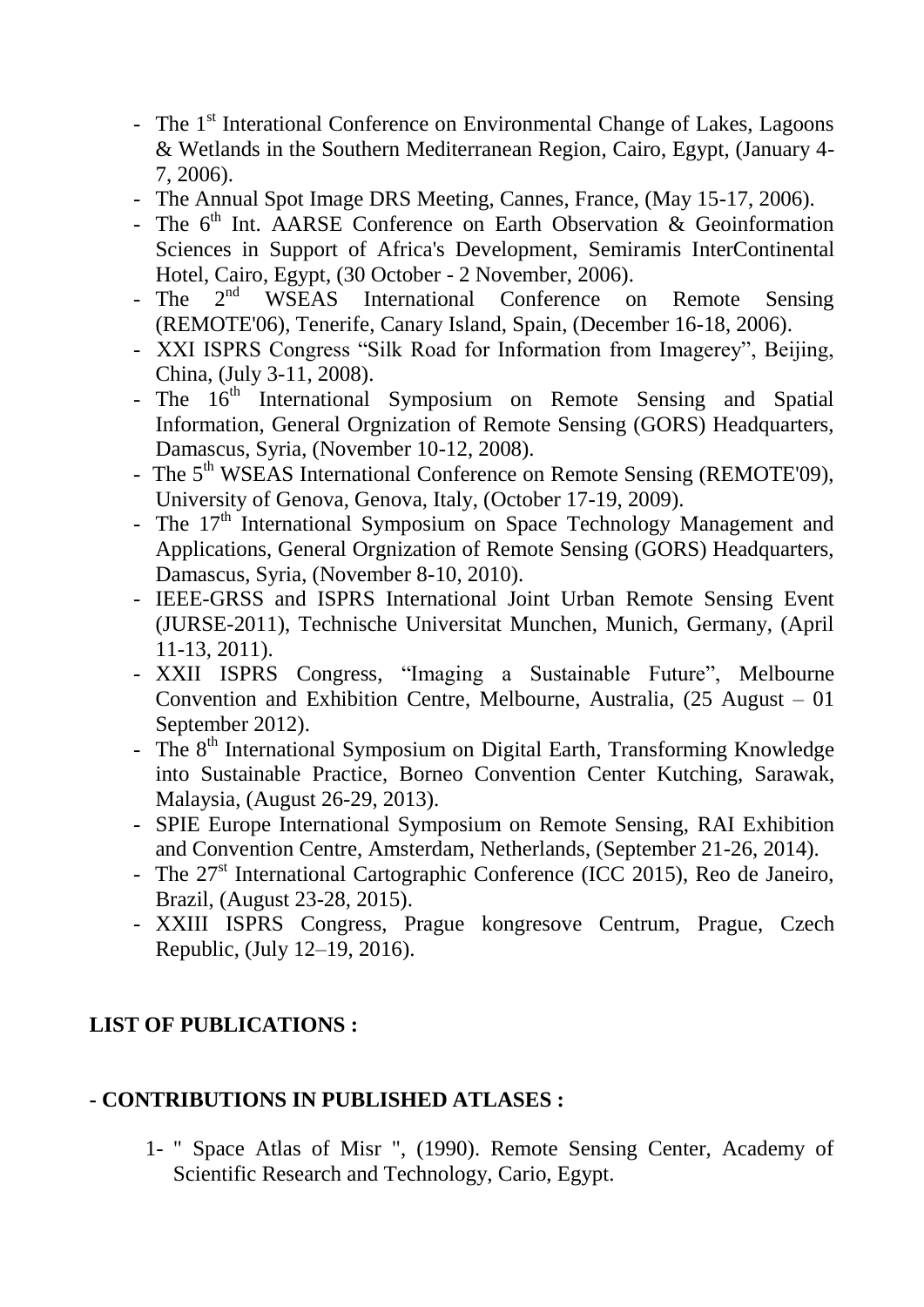- The 1st Interational Conference on Environmental Change of Lakes, Lagoons & Wetlands in the Southern Mediterranean Region, Cairo, Egypt, (January 4-7, 2006).
- The Annual Spot Image DRS Meeting, Cannes, France, (May 15-17, 2006).
- The 6th Int. AARSE Conference on Earth Observation & Geoinformation Sciences in Support of Africa's Development, Semiramis InterContinental Hotel, Cairo, Egypt, (30 October - 2 November, 2006).
- The 2nd WSEAS International Conference on Remote Sensing (REMOTE'06), Tenerife, Canary Island, Spain, (December 16-18, 2006).
- XXI ISPRS Congress "Silk Road for Information from Imagerey", Beijing, China, (July 3-11, 2008).
- The 16th International Symposium on Remote Sensing and Spatial Information, General Orgnization of Remote Sensing (GORS) Headquarters, Damascus, Syria, (November 10-12, 2008).
- The 5th WSEAS International Conference on Remote Sensing (REMOTE'09), University of Genova, Genova, Italy, (October 17-19, 2009).
- The 17th International Symposium on Space Technology Management and Applications, General Orgnization of Remote Sensing (GORS) Headquarters, Damascus, Syria, (November 8-10, 2010).
- IEEE-GRSS and ISPRS International Joint Urban Remote Sensing Event (JURSE-2011), Technische Universitat Munchen, Munich, Germany, (April 11-13, 2011).
- XXII ISPRS Congress, "Imaging a Sustainable Future", Melbourne Convention and Exhibition Centre, Melbourne, Australia, (25 August – 01 September 2012).
- The 8th International Symposium on Digital Earth, Transforming Knowledge into Sustainable Practice, Borneo Convention Center Kutching, Sarawak, Malaysia, (August 26-29, 2013).
- SPIE Europe International Symposium on Remote Sensing, RAI Exhibition and Convention Centre, Amsterdam, Netherlands, (September 21-26, 2014).
- The 27st International Cartographic Conference (ICC 2015), Reo de Janeiro, Brazil, (August 23-28, 2015).
- XXIII ISPRS Congress, Prague kongresove Centrum, Prague, Czech Republic, (July 12–19, 2016).

**LIST OF PUBLICATIONS :**

**- CONTRIBUTIONS IN PUBLISHED ATLASES :**

1- " Space Atlas of Misr ", (1990). Remote Sensing Center, Academy of Scientific Research and Technology, Cario, Egypt.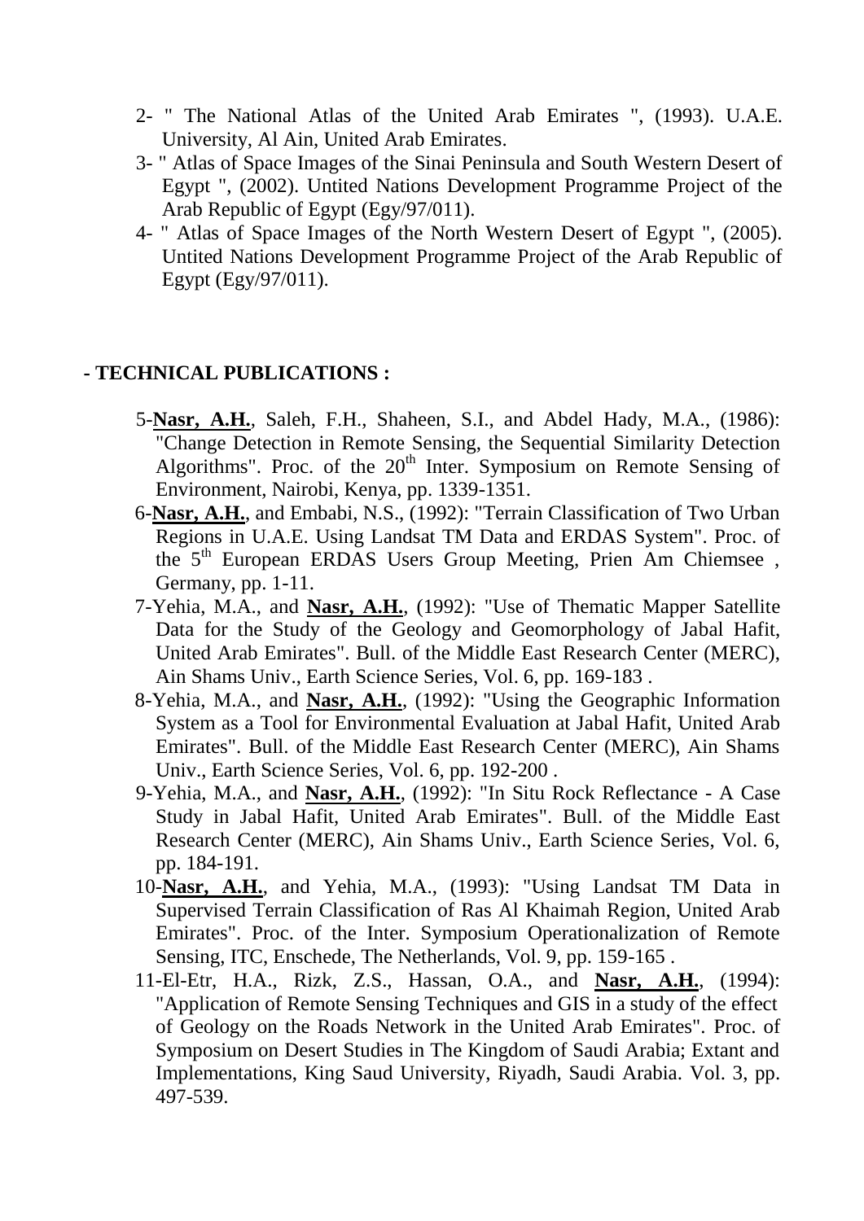2- " The National Atlas of the United Arab Emirates ", (1993). U.A.E. University, Al Ain, United Arab Emirates.

3- " Atlas of Space Images of the Sinai Peninsula and South Western Desert of Egypt ", (2002). Untited Nations Development Programme Project of the Arab Republic of Egypt (Egy/97/011).

4- " Atlas of Space Images of the North Western Desert of Egypt ", (2005). Untited Nations Development Programme Project of the Arab Republic of Egypt (Egy/97/011).

**- TECHNICAL PUBLICATIONS :**

5-**Nasr, A.H.**, Saleh, F.H., Shaheen, S.I., and Abdel Hady, M.A., (1986): "Change Detection in Remote Sensing, the Sequential Similarity Detection Algorithms". Proc. of the 20th Inter. Symposium on Remote Sensing of Environment, Nairobi, Kenya, pp. 1339-1351.

6-**Nasr, A.H.**, and Embabi, N.S., (1992): "Terrain Classification of Two Urban Regions in U.A.E. Using Landsat TM Data and ERDAS System". Proc. of the 5th European ERDAS Users Group Meeting, Prien Am Chiemsee , Germany, pp. 1-11.

7-Yehia, M.A., and **Nasr, A.H.**, (1992): "Use of Thematic Mapper Satellite Data for the Study of the Geology and Geomorphology of Jabal Hafit, United Arab Emirates". Bull. of the Middle East Research Center (MERC), Ain Shams Univ., Earth Science Series, Vol. 6, pp. 169-183 .

8-Yehia, M.A., and **Nasr, A.H.**, (1992): "Using the Geographic Information System as a Tool for Environmental Evaluation at Jabal Hafit, United Arab Emirates". Bull. of the Middle East Research Center (MERC), Ain Shams Univ., Earth Science Series, Vol. 6, pp. 192-200 .

9-Yehia, M.A., and **Nasr, A.H.**, (1992): "In Situ Rock Reflectance - A Case Study in Jabal Hafit, United Arab Emirates". Bull. of the Middle East Research Center (MERC), Ain Shams Univ., Earth Science Series, Vol. 6, pp. 184-191.

10-**Nasr, A.H.**, and Yehia, M.A., (1993): "Using Landsat TM Data in Supervised Terrain Classification of Ras Al Khaimah Region, United Arab Emirates". Proc. of the Inter. Symposium Operationalization of Remote Sensing, ITC, Enschede, The Netherlands, Vol. 9, pp. 159-165 .

11-El-Etr, H.A., Rizk, Z.S., Hassan, O.A., and **Nasr, A.H.**, (1994): "Application of Remote Sensing Techniques and GIS in a study of the effect of Geology on the Roads Network in the United Arab Emirates". Proc. of Symposium on Desert Studies in The Kingdom of Saudi Arabia; Extant and Implementations, King Saud University, Riyadh, Saudi Arabia. Vol. 3, pp. 497-539.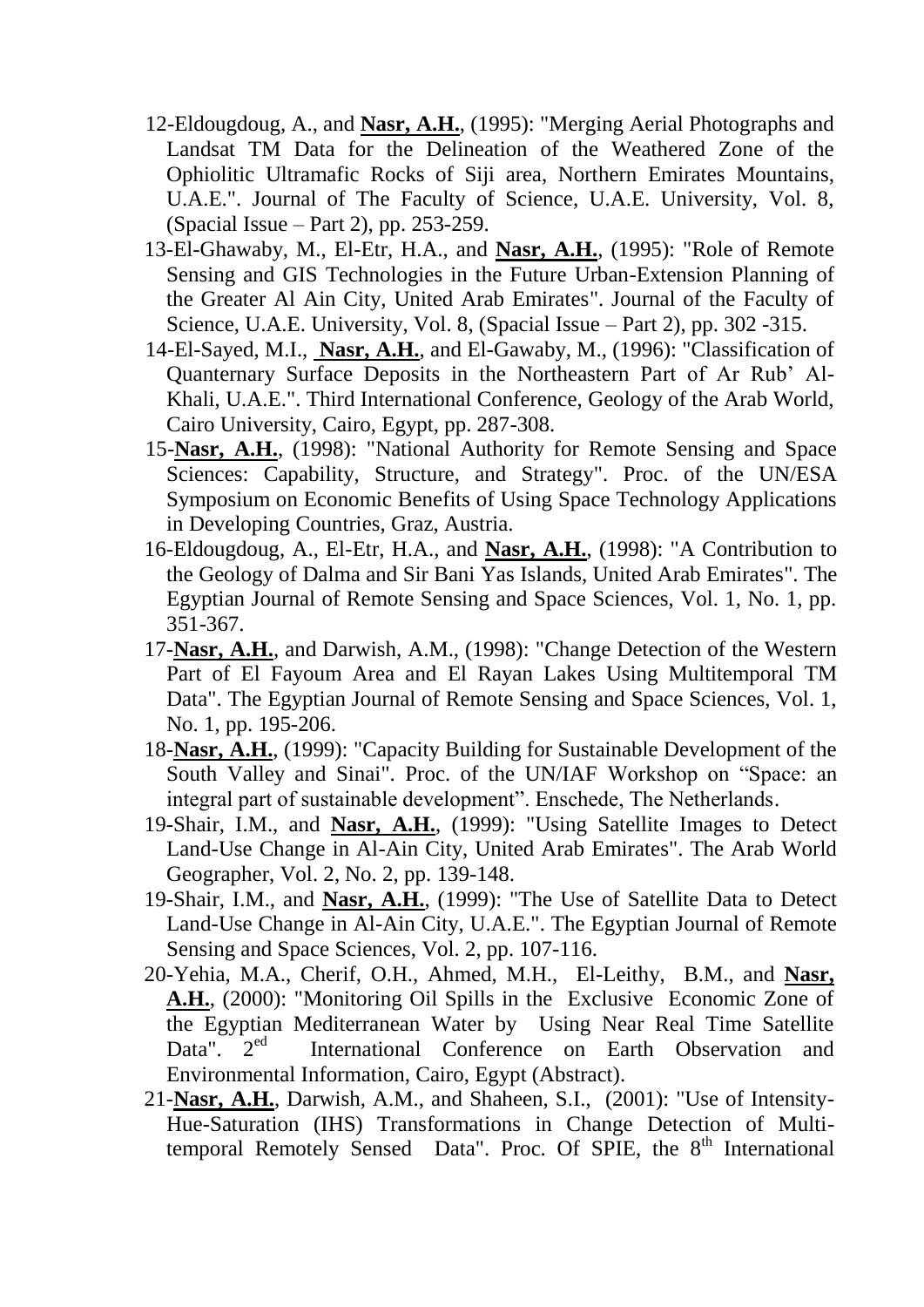12-Eldougdoug, A., and **Nasr, A.H.**, (1995): "Merging Aerial Photographs and Landsat TM Data for the Delineation of the Weathered Zone of the Ophiolitic Ultramafic Rocks of Siji area, Northern Emirates Mountains, U.A.E.". Journal of The Faculty of Science, U.A.E. University, Vol. 8, (Spacial Issue – Part 2), pp. 253-259.

13-El-Ghawaby, M., El-Etr, H.A., and **Nasr, A.H.**, (1995): "Role of Remote Sensing and GIS Technologies in the Future Urban-Extension Planning of the Greater Al Ain City, United Arab Emirates". Journal of the Faculty of Science, U.A.E. University, Vol. 8, (Spacial Issue – Part 2), pp. 302 -315.

14-El-Sayed, M.I., **Nasr, A.H.**, and El-Gawaby, M., (1996): "Classification of Quanternary Surface Deposits in the Northeastern Part of Ar Rub' Al-Khali, U.A.E.". Third International Conference, Geology of the Arab World, Cairo University, Cairo, Egypt, pp. 287-308.

15-**Nasr, A.H.**, (1998): "National Authority for Remote Sensing and Space Sciences: Capability, Structure, and Strategy". Proc. of the UN/ESA Symposium on Economic Benefits of Using Space Technology Applications in Developing Countries, Graz, Austria.

16-Eldougdoug, A., El-Etr, H.A., and **Nasr, A.H.**, (1998): "A Contribution to the Geology of Dalma and Sir Bani Yas Islands, United Arab Emirates". The Egyptian Journal of Remote Sensing and Space Sciences, Vol. 1, No. 1, pp. 351-367.

17-**Nasr, A.H.**, and Darwish, A.M., (1998): "Change Detection of the Western Part of El Fayoum Area and El Rayan Lakes Using Multitemporal TM Data". The Egyptian Journal of Remote Sensing and Space Sciences, Vol. 1, No. 1, pp. 195-206.

18-**Nasr, A.H.**, (1999): "Capacity Building for Sustainable Development of the South Valley and Sinai". Proc. of the UN/IAF Workshop on "Space: an integral part of sustainable development". Enschede, The Netherlands.

19-Shair, I.M., and **Nasr, A.H.**, (1999): "Using Satellite Images to Detect Land-Use Change in Al-Ain City, United Arab Emirates". The Arab World Geographer, Vol. 2, No. 2, pp. 139-148.

19-Shair, I.M., and **Nasr, A.H.**, (1999): "The Use of Satellite Data to Detect Land-Use Change in Al-Ain City, U.A.E.". The Egyptian Journal of Remote Sensing and Space Sciences, Vol. 2, pp. 107-116.

20-Yehia, M.A., Cherif, O.H., Ahmed, M.H., El-Leithy, B.M., and **Nasr, A.H.**, (2000): "Monitoring Oil Spills in the Exclusive Economic Zone of the Egyptian Mediterranean Water by Using Near Real Time Satellite Data". 2[ed] International Conference on Earth Observation and Environmental Information, Cairo, Egypt (Abstract).

21-**Nasr, A.H.**, Darwish, A.M., and Shaheen, S.I., (2001): "Use of Intensity-Hue-Saturation (IHS) Transformations in Change Detection of Multi-temporal Remotely Sensed Data". Proc. Of SPIE, the 8[th] International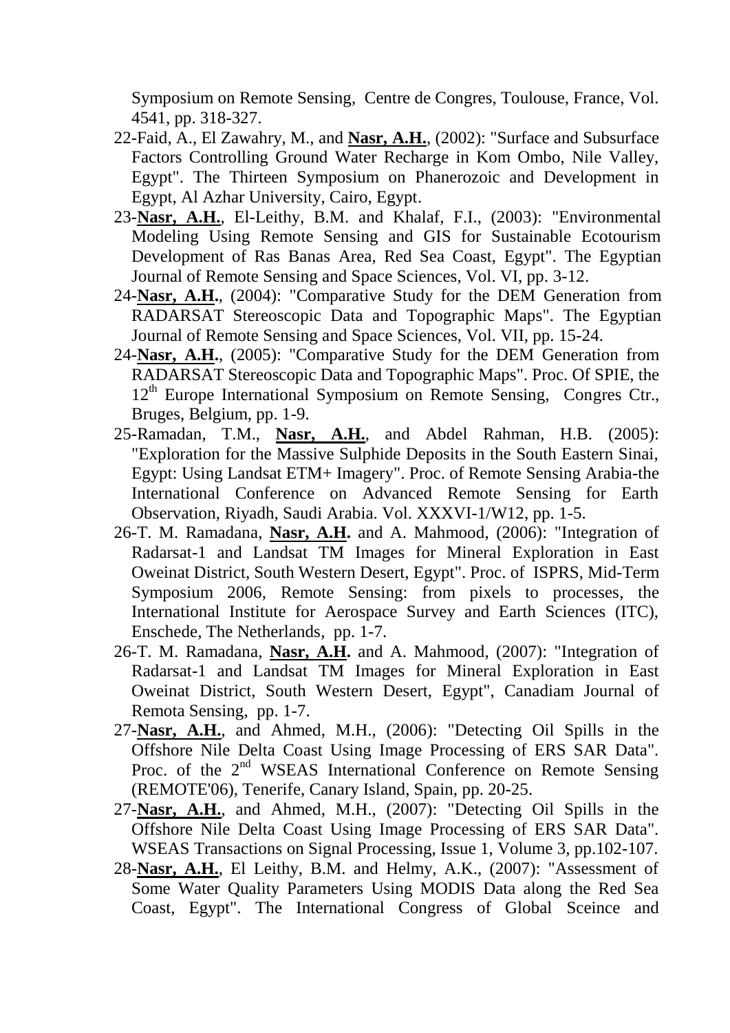Symposium on Remote Sensing, Centre de Congres, Toulouse, France, Vol. 4541, pp. 318-327.

22-Faid, A., El Zawahry, M., and **Nasr, A.H.**, (2002): "Surface and Subsurface Factors Controlling Ground Water Recharge in Kom Ombo, Nile Valley, Egypt". The Thirteen Symposium on Phanerozoic and Development in Egypt, Al Azhar University, Cairo, Egypt.

23-**Nasr, A.H.**, El-Leithy, B.M. and Khalaf, F.I., (2003): "Environmental Modeling Using Remote Sensing and GIS for Sustainable Ecotourism Development of Ras Banas Area, Red Sea Coast, Egypt". The Egyptian Journal of Remote Sensing and Space Sciences, Vol. VI, pp. 3-12.

24-**Nasr, A.H.**, (2004): "Comparative Study for the DEM Generation from RADARSAT Stereoscopic Data and Topographic Maps". The Egyptian Journal of Remote Sensing and Space Sciences, Vol. VII, pp. 15-24.

24-**Nasr, A.H.**, (2005): "Comparative Study for the DEM Generation from RADARSAT Stereoscopic Data and Topographic Maps". Proc. Of SPIE, the 12th Europe International Symposium on Remote Sensing, Congres Ctr., Bruges, Belgium, pp. 1-9.

25-Ramadan, T.M., **Nasr, A.H.**, and Abdel Rahman, H.B. (2005): "Exploration for the Massive Sulphide Deposits in the South Eastern Sinai, Egypt: Using Landsat ETM+ Imagery". Proc. of Remote Sensing Arabia-the International Conference on Advanced Remote Sensing for Earth Observation, Riyadh, Saudi Arabia. Vol. XXXVI-1/W12, pp. 1-5.

26-T. M. Ramadana, **Nasr, A.H.** and A. Mahmood, (2006): "Integration of Radarsat-1 and Landsat TM Images for Mineral Exploration in East Oweinat District, South Western Desert, Egypt". Proc. of ISPRS, Mid-Term Symposium 2006, Remote Sensing: from pixels to processes, the International Institute for Aerospace Survey and Earth Sciences (ITC), Enschede, The Netherlands, pp. 1-7.

26-T. M. Ramadana, **Nasr, A.H.** and A. Mahmood, (2007): "Integration of Radarsat-1 and Landsat TM Images for Mineral Exploration in East Oweinat District, South Western Desert, Egypt", Canadiam Journal of Remota Sensing, pp. 1-7.

27-**Nasr, A.H.**, and Ahmed, M.H., (2006): "Detecting Oil Spills in the Offshore Nile Delta Coast Using Image Processing of ERS SAR Data". Proc. of the 2nd WSEAS International Conference on Remote Sensing (REMOTE'06), Tenerife, Canary Island, Spain, pp. 20-25.

27-**Nasr, A.H.**, and Ahmed, M.H., (2007): "Detecting Oil Spills in the Offshore Nile Delta Coast Using Image Processing of ERS SAR Data". WSEAS Transactions on Signal Processing, Issue 1, Volume 3, pp.102-107.

28-**Nasr, A.H.**, El Leithy, B.M. and Helmy, A.K., (2007): "Assessment of Some Water Quality Parameters Using MODIS Data along the Red Sea Coast, Egypt". The International Congress of Global Sceince and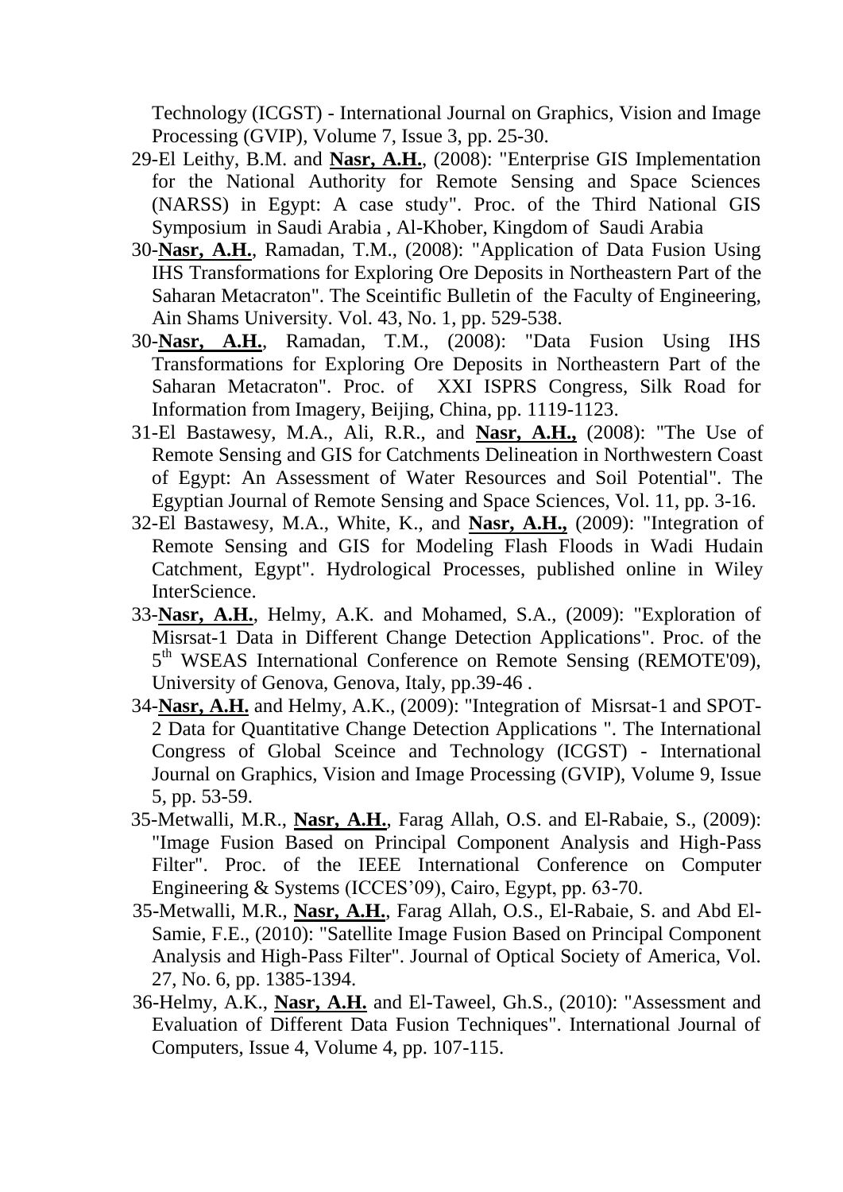Technology (ICGST) - International Journal on Graphics, Vision and Image Processing (GVIP), Volume 7, Issue 3, pp. 25-30.

29-El Leithy, B.M. and **Nasr, A.H.**, (2008): "Enterprise GIS Implementation for the National Authority for Remote Sensing and Space Sciences (NARSS) in Egypt: A case study". Proc. of the Third National GIS Symposium in Saudi Arabia , Al-Khober, Kingdom of Saudi Arabia

30-**Nasr, A.H.**, Ramadan, T.M., (2008): "Application of Data Fusion Using IHS Transformations for Exploring Ore Deposits in Northeastern Part of the Saharan Metacraton". The Sceintific Bulletin of the Faculty of Engineering, Ain Shams University. Vol. 43, No. 1, pp. 529-538.

30-**Nasr, A.H.**, Ramadan, T.M., (2008): "Data Fusion Using IHS Transformations for Exploring Ore Deposits in Northeastern Part of the Saharan Metacraton". Proc. of XXI ISPRS Congress, Silk Road for Information from Imagery, Beijing, China, pp. 1119-1123.

31-El Bastawesy, M.A., Ali, R.R., and **Nasr, A.H.,** (2008): "The Use of Remote Sensing and GIS for Catchments Delineation in Northwestern Coast of Egypt: An Assessment of Water Resources and Soil Potential". The Egyptian Journal of Remote Sensing and Space Sciences, Vol. 11, pp. 3-16.

32-El Bastawesy, M.A., White, K., and **Nasr, A.H.,** (2009): "Integration of Remote Sensing and GIS for Modeling Flash Floods in Wadi Hudain Catchment, Egypt". Hydrological Processes, published online in Wiley InterScience.

33-**Nasr, A.H.**, Helmy, A.K. and Mohamed, S.A., (2009): "Exploration of Misrsat-1 Data in Different Change Detection Applications". Proc. of the 5th WSEAS International Conference on Remote Sensing (REMOTE'09), University of Genova, Genova, Italy, pp.39-46 .

34-**Nasr, A.H.** and Helmy, A.K., (2009): "Integration of Misrsat-1 and SPOT-2 Data for Quantitative Change Detection Applications ". The International Congress of Global Sceince and Technology (ICGST) - International Journal on Graphics, Vision and Image Processing (GVIP), Volume 9, Issue 5, pp. 53-59.

35-Metwalli, M.R., **Nasr, A.H.**, Farag Allah, O.S. and El-Rabaie, S., (2009): "Image Fusion Based on Principal Component Analysis and High-Pass Filter". Proc. of the IEEE International Conference on Computer Engineering & Systems (ICCES'09), Cairo, Egypt, pp. 63-70.

35-Metwalli, M.R., **Nasr, A.H.**, Farag Allah, O.S., El-Rabaie, S. and Abd El-Samie, F.E., (2010): "Satellite Image Fusion Based on Principal Component Analysis and High-Pass Filter". Journal of Optical Society of America, Vol. 27, No. 6, pp. 1385-1394.

36-Helmy, A.K., **Nasr, A.H.** and El-Taweel, Gh.S., (2010): "Assessment and Evaluation of Different Data Fusion Techniques". International Journal of Computers, Issue 4, Volume 4, pp. 107-115.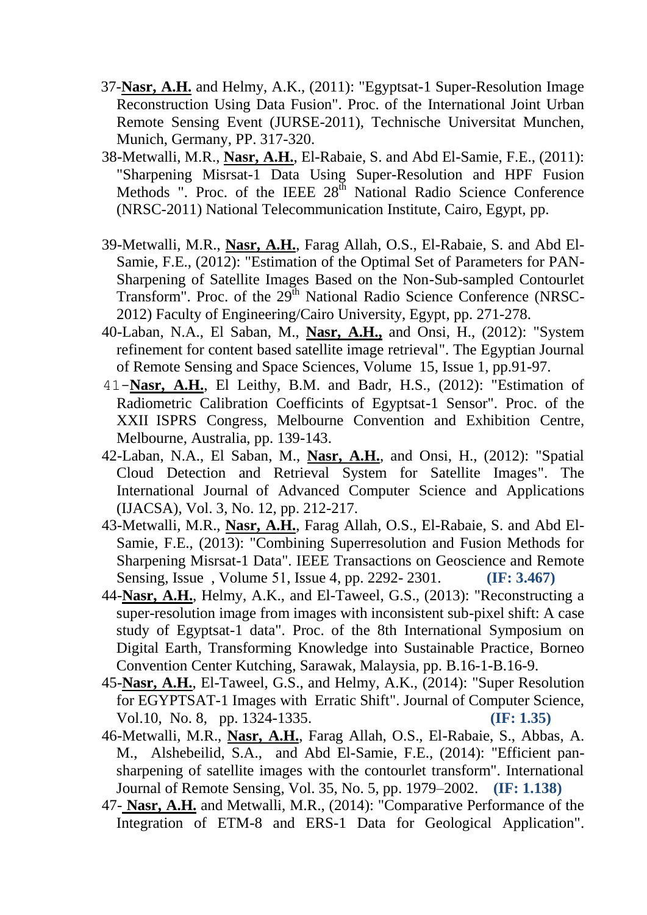37-**Nasr, A.H.** and Helmy, A.K., (2011): "Egyptsat-1 Super-Resolution Image Reconstruction Using Data Fusion". Proc. of the International Joint Urban Remote Sensing Event (JURSE-2011), Technische Universitat Munchen, Munich, Germany, PP. 317-320.

38-Metwalli, M.R., **Nasr, A.H.**, El-Rabaie, S. and Abd El-Samie, F.E., (2011): "Sharpening Misrsat-1 Data Using Super-Resolution and HPF Fusion Methods ". Proc. of the IEEE 28th National Radio Science Conference (NRSC-2011) National Telecommunication Institute, Cairo, Egypt, pp.

39-Metwalli, M.R., **Nasr, A.H.**, Farag Allah, O.S., El-Rabaie, S. and Abd El-Samie, F.E., (2012): "Estimation of the Optimal Set of Parameters for PAN-Sharpening of Satellite Images Based on the Non-Sub-sampled Contourlet Transform". Proc. of the 29th National Radio Science Conference (NRSC-2012) Faculty of Engineering/Cairo University, Egypt, pp. 271-278.

40-Laban, N.A., El Saban, M., **Nasr, A.H.,** and Onsi, H., (2012): "System refinement for content based satellite image retrieval". The Egyptian Journal of Remote Sensing and Space Sciences, Volume 15, Issue 1, pp.91-97.

41-**Nasr, A.H.**, El Leithy, B.M. and Badr, H.S., (2012): "Estimation of Radiometric Calibration Coefficints of Egyptsat-1 Sensor". Proc. of the XXII ISPRS Congress, Melbourne Convention and Exhibition Centre, Melbourne, Australia, pp. 139-143.

42-Laban, N.A., El Saban, M., **Nasr, A.H.**, and Onsi, H., (2012): "Spatial Cloud Detection and Retrieval System for Satellite Images". The International Journal of Advanced Computer Science and Applications (IJACSA), Vol. 3, No. 12, pp. 212-217.

43-Metwalli, M.R., **Nasr, A.H.**, Farag Allah, O.S., El-Rabaie, S. and Abd El-Samie, F.E., (2013): "Combining Superresolution and Fusion Methods for Sharpening Misrsat-1 Data". IEEE Transactions on Geoscience and Remote Sensing, Issue , Volume 51, Issue 4, pp. 2292- 2301. **(IF: 3.467)**

44-**Nasr, A.H.**, Helmy, A.K., and El-Taweel, G.S., (2013): "Reconstructing a super-resolution image from images with inconsistent sub-pixel shift: A case study of Egyptsat-1 data". Proc. of the 8th International Symposium on Digital Earth, Transforming Knowledge into Sustainable Practice, Borneo Convention Center Kutching, Sarawak, Malaysia, pp. B.16-1-B.16-9.

45-**Nasr, A.H.**, El-Taweel, G.S., and Helmy, A.K., (2014): "Super Resolution for EGYPTSAT-1 Images with Erratic Shift". Journal of Computer Science, Vol.10, No. 8, pp. 1324-1335. **(IF: 1.35)**

46-Metwalli, M.R., **Nasr, A.H.**, Farag Allah, O.S., El-Rabaie, S., Abbas, A. M., Alshebeilid, S.A., and Abd El-Samie, F.E., (2014): "Efficient pan-sharpening of satellite images with the contourlet transform". International Journal of Remote Sensing, Vol. 35, No. 5, pp. 1979–2002. **(IF: 1.138)**

47- **Nasr, A.H.** and Metwalli, M.R., (2014): "Comparative Performance of the Integration of ETM-8 and ERS-1 Data for Geological Application".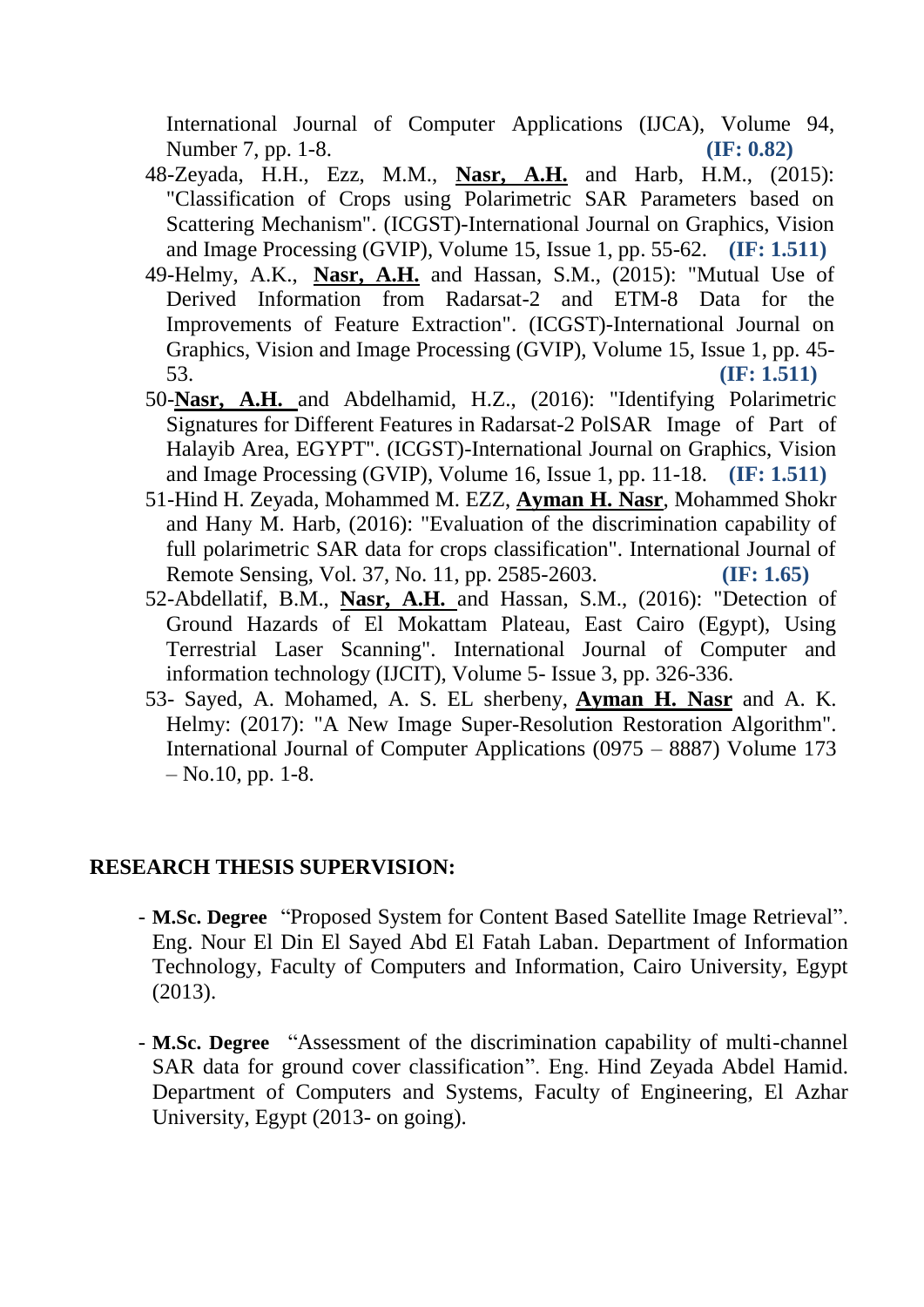International Journal of Computer Applications (IJCA), Volume 94, Number 7, pp. 1-8. **(IF: 0.82)**

48-Zeyada, H.H., Ezz, M.M., **Nasr, A.H.** and Harb, H.M., (2015): "Classification of Crops using Polarimetric SAR Parameters based on Scattering Mechanism". (ICGST)-International Journal on Graphics, Vision and Image Processing (GVIP), Volume 15, Issue 1, pp. 55-62. **(IF: 1.511)**

49-Helmy, A.K., **Nasr, A.H.** and Hassan, S.M., (2015): "Mutual Use of Derived Information from Radarsat-2 and ETM-8 Data for the Improvements of Feature Extraction". (ICGST)-International Journal on Graphics, Vision and Image Processing (GVIP), Volume 15, Issue 1, pp. 45-53. **(IF: 1.511)**

50-**Nasr, A.H.** and Abdelhamid, H.Z., (2016): "Identifying Polarimetric Signatures for Different Features in Radarsat-2 PolSAR Image of Part of Halayib Area, EGYPT". (ICGST)-International Journal on Graphics, Vision and Image Processing (GVIP), Volume 16, Issue 1, pp. 11-18. **(IF: 1.511)**

51-Hind H. Zeyada, Mohammed M. EZZ, **Ayman H. Nasr**, Mohammed Shokr and Hany M. Harb, (2016): "Evaluation of the discrimination capability of full polarimetric SAR data for crops classification". International Journal of Remote Sensing, Vol. 37, No. 11, pp. 2585-2603. **(IF: 1.65)**

52-Abdellatif, B.M., **Nasr, A.H.** and Hassan, S.M., (2016): "Detection of Ground Hazards of El Mokattam Plateau, East Cairo (Egypt), Using Terrestrial Laser Scanning". International Journal of Computer and information technology (IJCIT), Volume 5- Issue 3, pp. 326-336.

53- Sayed, A. Mohamed, A. S. EL sherbeny, **Ayman H. Nasr** and A. K. Helmy: (2017): "A New Image Super-Resolution Restoration Algorithm". International Journal of Computer Applications (0975 – 8887) Volume 173 – No.10, pp. 1-8.

## RESEARCH THESIS SUPERVISION:

- **M.Sc. Degree** "Proposed System for Content Based Satellite Image Retrieval". Eng. Nour El Din El Sayed Abd El Fatah Laban. Department of Information Technology, Faculty of Computers and Information, Cairo University, Egypt (2013).

- **M.Sc. Degree** "Assessment of the discrimination capability of multi-channel SAR data for ground cover classification". Eng. Hind Zeyada Abdel Hamid. Department of Computers and Systems, Faculty of Engineering, El Azhar University, Egypt (2013- on going).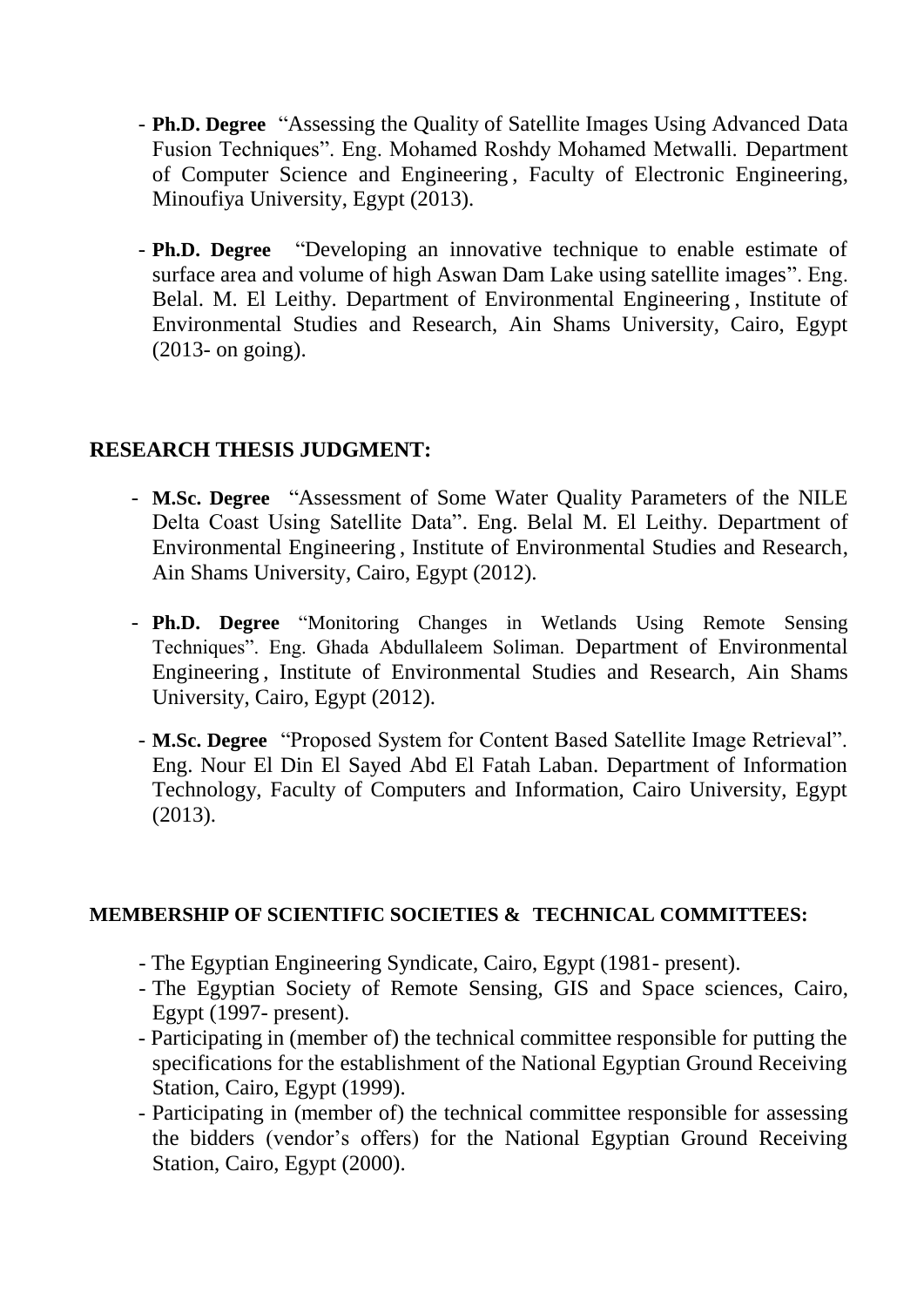- **Ph.D. Degree** "Assessing the Quality of Satellite Images Using Advanced Data Fusion Techniques". Eng. Mohamed Roshdy Mohamed Metwalli. Department of Computer Science and Engineering , Faculty of Electronic Engineering, Minoufiya University, Egypt (2013).

- **Ph.D. Degree** "Developing an innovative technique to enable estimate of surface area and volume of high Aswan Dam Lake using satellite images". Eng. Belal. M. El Leithy. Department of Environmental Engineering , Institute of Environmental Studies and Research, Ain Shams University, Cairo, Egypt (2013- on going).

## RESEARCH THESIS JUDGMENT:

- **M.Sc. Degree** "Assessment of Some Water Quality Parameters of the NILE Delta Coast Using Satellite Data". Eng. Belal M. El Leithy. Department of Environmental Engineering , Institute of Environmental Studies and Research, Ain Shams University, Cairo, Egypt (2012).

- **Ph.D. Degree** "Monitoring Changes in Wetlands Using Remote Sensing Techniques". Eng. Ghada Abdullaleem Soliman. Department of Environmental Engineering , Institute of Environmental Studies and Research, Ain Shams University, Cairo, Egypt (2012).

- **M.Sc. Degree** "Proposed System for Content Based Satellite Image Retrieval". Eng. Nour El Din El Sayed Abd El Fatah Laban. Department of Information Technology, Faculty of Computers and Information, Cairo University, Egypt (2013).

## MEMBERSHIP OF SCIENTIFIC SOCIETIES & TECHNICAL COMMITTEES:

- The Egyptian Engineering Syndicate, Cairo, Egypt (1981- present).
- The Egyptian Society of Remote Sensing, GIS and Space sciences, Cairo, Egypt (1997- present).
- Participating in (member of) the technical committee responsible for putting the specifications for the establishment of the National Egyptian Ground Receiving Station, Cairo, Egypt (1999).
- Participating in (member of) the technical committee responsible for assessing the bidders (vendor's offers) for the National Egyptian Ground Receiving Station, Cairo, Egypt (2000).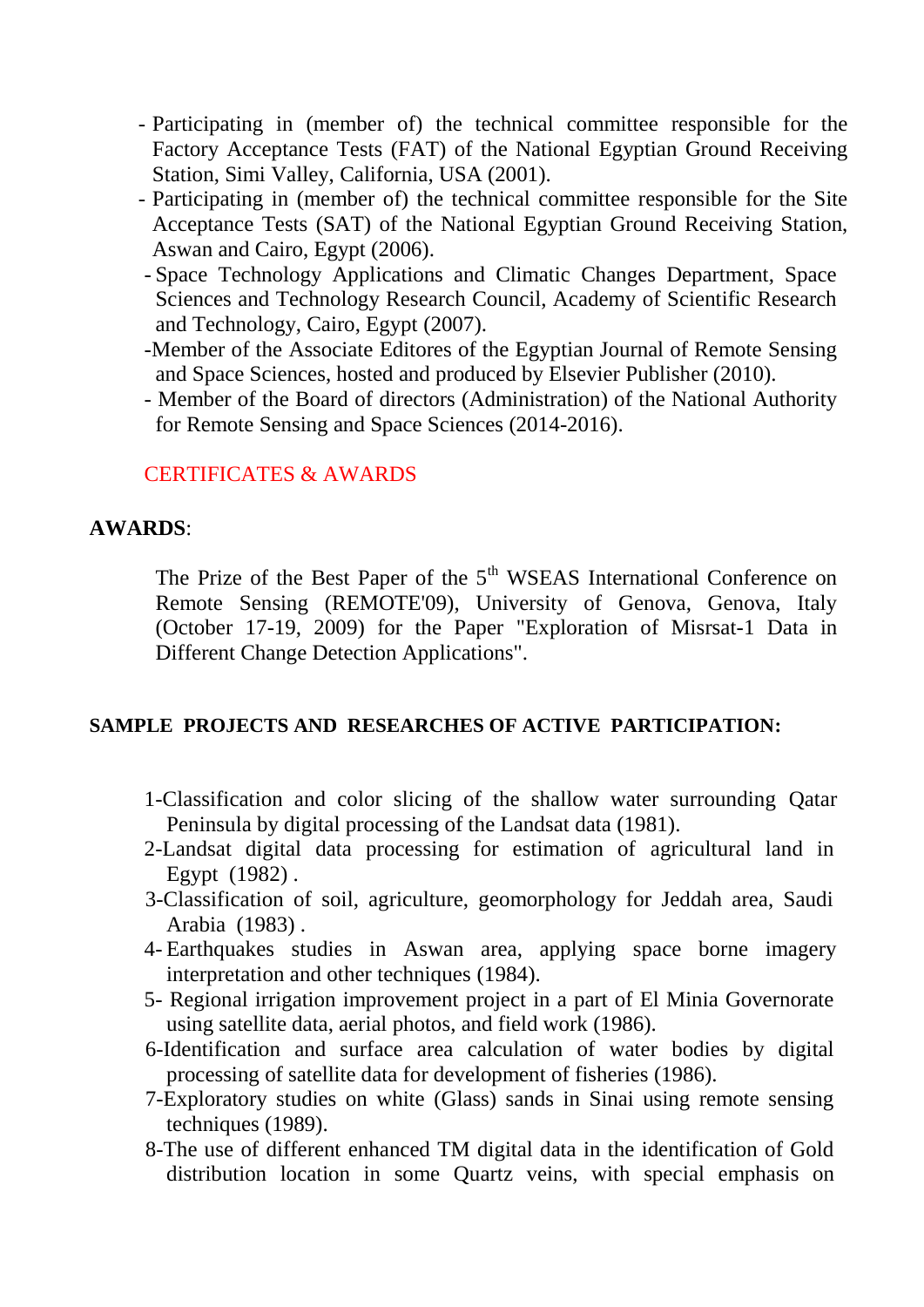- Participating in (member of) the technical committee responsible for the Factory Acceptance Tests (FAT) of the National Egyptian Ground Receiving Station, Simi Valley, California, USA (2001).
- Participating in (member of) the technical committee responsible for the Site Acceptance Tests (SAT) of the National Egyptian Ground Receiving Station, Aswan and Cairo, Egypt (2006).
- Space Technology Applications and Climatic Changes Department, Space Sciences and Technology Research Council, Academy of Scientific Research and Technology, Cairo, Egypt (2007).
- Member of the Associate Editores of the Egyptian Journal of Remote Sensing and Space Sciences, hosted and produced by Elsevier Publisher (2010).
- Member of the Board of directors (Administration) of the National Authority for Remote Sensing and Space Sciences (2014-2016).

## CERTIFICATES & AWARDS

**AWARDS**:

The Prize of the Best Paper of the 5th WSEAS International Conference on Remote Sensing (REMOTE'09), University of Genova, Genova, Italy (October 17-19, 2009) for the Paper "Exploration of Misrsat-1 Data in Different Change Detection Applications".

**SAMPLE PROJECTS AND RESEARCHES OF ACTIVE PARTICIPATION:**

1-Classification and color slicing of the shallow water surrounding Qatar Peninsula by digital processing of the Landsat data (1981).

2-Landsat digital data processing for estimation of agricultural land in Egypt (1982) .

3-Classification of soil, agriculture, geomorphology for Jeddah area, Saudi Arabia (1983) .

4- Earthquakes studies in Aswan area, applying space borne imagery interpretation and other techniques (1984).

5- Regional irrigation improvement project in a part of El Minia Governorate using satellite data, aerial photos, and field work (1986).

6-Identification and surface area calculation of water bodies by digital processing of satellite data for development of fisheries (1986).

7-Exploratory studies on white (Glass) sands in Sinai using remote sensing techniques (1989).

8-The use of different enhanced TM digital data in the identification of Gold distribution location in some Quartz veins, with special emphasis on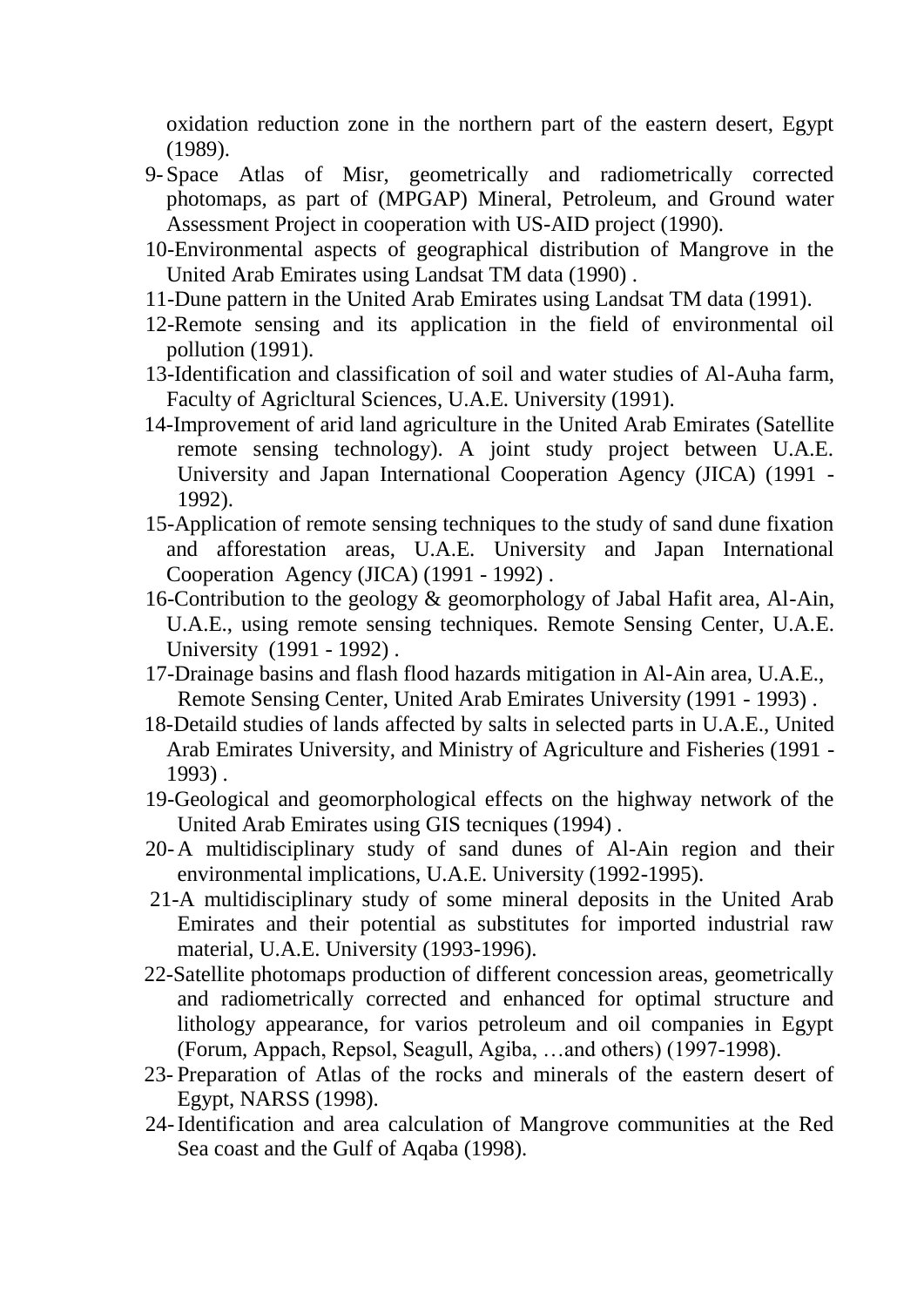oxidation reduction zone in the northern part of the eastern desert, Egypt (1989).

9- Space Atlas of Misr, geometrically and radiometrically corrected photomaps, as part of (MPGAP) Mineral, Petroleum, and Ground water Assessment Project in cooperation with US-AID project (1990).
10- Environmental aspects of geographical distribution of Mangrove in the United Arab Emirates using Landsat TM data (1990) .
11- Dune pattern in the United Arab Emirates using Landsat TM data (1991).
12- Remote sensing and its application in the field of environmental oil pollution (1991).
13- Identification and classification of soil and water studies of Al-Auha farm, Faculty of Agricltural Sciences, U.A.E. University (1991).
14- Improvement of arid land agriculture in the United Arab Emirates (Satellite remote sensing technology). A joint study project between U.A.E. University and Japan International Cooperation Agency (JICA) (1991 - 1992).
15- Application of remote sensing techniques to the study of sand dune fixation and afforestation areas, U.A.E. University and Japan International Cooperation Agency (JICA) (1991 - 1992) .
16- Contribution to the geology & geomorphology of Jabal Hafit area, Al-Ain, U.A.E., using remote sensing techniques. Remote Sensing Center, U.A.E. University (1991 - 1992) .
17- Drainage basins and flash flood hazards mitigation in Al-Ain area, U.A.E., Remote Sensing Center, United Arab Emirates University (1991 - 1993) .
18- Detaild studies of lands affected by salts in selected parts in U.A.E., United Arab Emirates University, and Ministry of Agriculture and Fisheries (1991 - 1993) .
19- Geological and geomorphological effects on the highway network of the United Arab Emirates using GIS tecniques (1994) .
20- A multidisciplinary study of sand dunes of Al-Ain region and their environmental implications, U.A.E. University (1992-1995).
21- A multidisciplinary study of some mineral deposits in the United Arab Emirates and their potential as substitutes for imported industrial raw material, U.A.E. University (1993-1996).
22- Satellite photomaps production of different concession areas, geometrically and radiometrically corrected and enhanced for optimal structure and lithology appearance, for varios petroleum and oil companies in Egypt (Forum, Appach, Repsol, Seagull, Agiba, …and others) (1997-1998).
23- Preparation of Atlas of the rocks and minerals of the eastern desert of Egypt, NARSS (1998).
24- Identification and area calculation of Mangrove communities at the Red Sea coast and the Gulf of Aqaba (1998).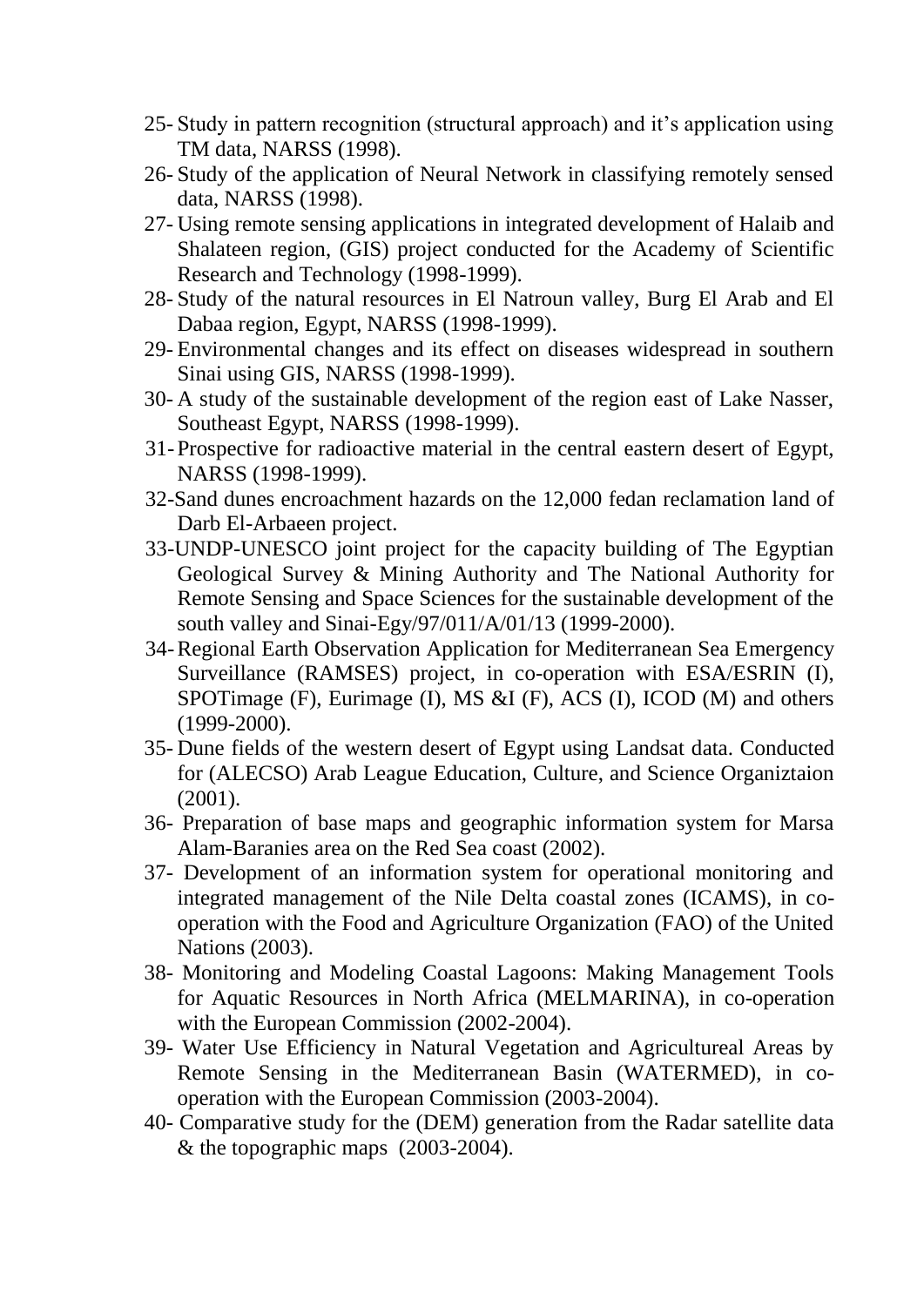25- Study in pattern recognition (structural approach) and it's application using TM data, NARSS (1998).

26- Study of the application of Neural Network in classifying remotely sensed data, NARSS (1998).

27- Using remote sensing applications in integrated development of Halaib and Shalateen region, (GIS) project conducted for the Academy of Scientific Research and Technology (1998-1999).

28- Study of the natural resources in El Natroun valley, Burg El Arab and El Dabaa region, Egypt, NARSS (1998-1999).

29- Environmental changes and its effect on diseases widespread in southern Sinai using GIS, NARSS (1998-1999).

30- A study of the sustainable development of the region east of Lake Nasser, Southeast Egypt, NARSS (1998-1999).

31- Prospective for radioactive material in the central eastern desert of Egypt, NARSS (1998-1999).

32-Sand dunes encroachment hazards on the 12,000 fedan reclamation land of Darb El-Arbaeen project.

33-UNDP-UNESCO joint project for the capacity building of The Egyptian Geological Survey & Mining Authority and The National Authority for Remote Sensing and Space Sciences for the sustainable development of the south valley and Sinai-Egy/97/011/A/01/13 (1999-2000).

34- Regional Earth Observation Application for Mediterranean Sea Emergency Surveillance (RAMSES) project, in co-operation with ESA/ESRIN (I), SPOTimage (F), Eurimage (I), MS &I (F), ACS (I), ICOD (M) and others (1999-2000).

35- Dune fields of the western desert of Egypt using Landsat data. Conducted for (ALECSO) Arab League Education, Culture, and Science Organiztaion (2001).

36- Preparation of base maps and geographic information system for Marsa Alam-Baranies area on the Red Sea coast (2002).

37- Development of an information system for operational monitoring and integrated management of the Nile Delta coastal zones (ICAMS), in co-operation with the Food and Agriculture Organization (FAO) of the United Nations (2003).

38- Monitoring and Modeling Coastal Lagoons: Making Management Tools for Aquatic Resources in North Africa (MELMARINA), in co-operation with the European Commission (2002-2004).

39- Water Use Efficiency in Natural Vegetation and Agricultureal Areas by Remote Sensing in the Mediterranean Basin (WATERMED), in co-operation with the European Commission (2003-2004).

40- Comparative study for the (DEM) generation from the Radar satellite data & the topographic maps (2003-2004).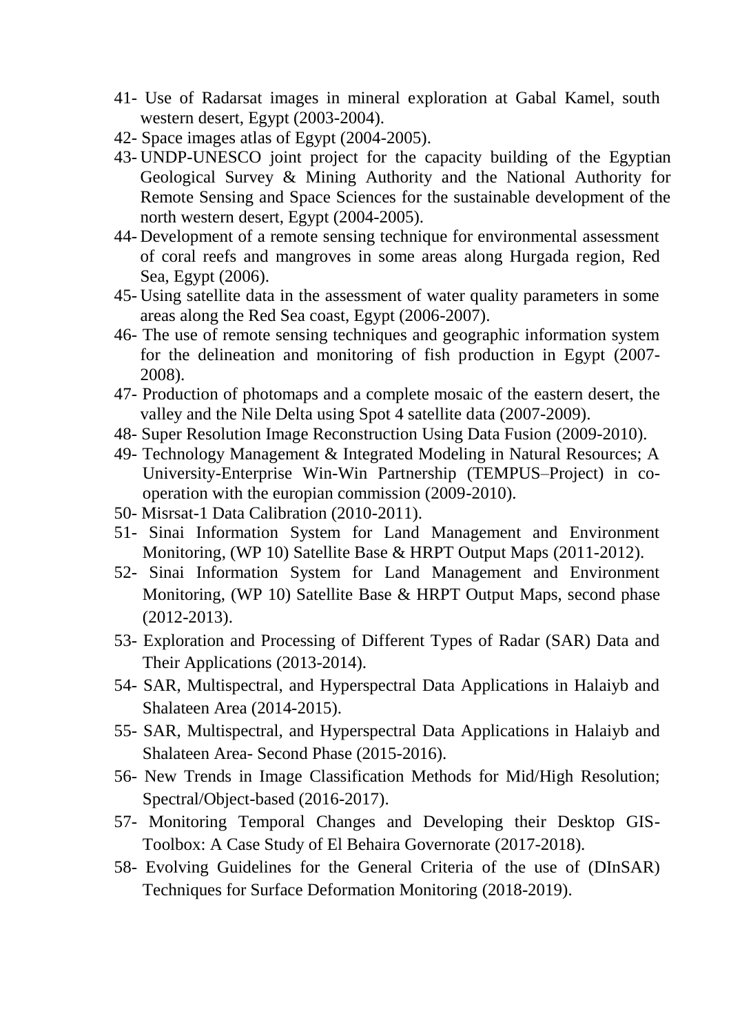41- Use of Radarsat images in mineral exploration at Gabal Kamel, south western desert, Egypt (2003-2004).

42- Space images atlas of Egypt (2004-2005).

43- UNDP-UNESCO joint project for the capacity building of the Egyptian Geological Survey & Mining Authority and the National Authority for Remote Sensing and Space Sciences for the sustainable development of the north western desert, Egypt (2004-2005).

44- Development of a remote sensing technique for environmental assessment of coral reefs and mangroves in some areas along Hurgada region, Red Sea, Egypt (2006).

45- Using satellite data in the assessment of water quality parameters in some areas along the Red Sea coast, Egypt (2006-2007).

46- The use of remote sensing techniques and geographic information system for the delineation and monitoring of fish production in Egypt (2007-2008).

47- Production of photomaps and a complete mosaic of the eastern desert, the valley and the Nile Delta using Spot 4 satellite data (2007-2009).

48- Super Resolution Image Reconstruction Using Data Fusion (2009-2010).

49- Technology Management & Integrated Modeling in Natural Resources; A University-Enterprise Win-Win Partnership (TEMPUS–Project) in co-operation with the europian commission (2009-2010).

50- Misrsat-1 Data Calibration (2010-2011).

51- Sinai Information System for Land Management and Environment Monitoring, (WP 10) Satellite Base & HRPT Output Maps (2011-2012).

52- Sinai Information System for Land Management and Environment Monitoring, (WP 10) Satellite Base & HRPT Output Maps, second phase (2012-2013).

53- Exploration and Processing of Different Types of Radar (SAR) Data and Their Applications (2013-2014).

54- SAR, Multispectral, and Hyperspectral Data Applications in Halaiyb and Shalateen Area (2014-2015).

55- SAR, Multispectral, and Hyperspectral Data Applications in Halaiyb and Shalateen Area- Second Phase (2015-2016).

56- New Trends in Image Classification Methods for Mid/High Resolution; Spectral/Object-based (2016-2017).

57- Monitoring Temporal Changes and Developing their Desktop GIS-Toolbox: A Case Study of El Behaira Governorate (2017-2018).

58- Evolving Guidelines for the General Criteria of the use of (DInSAR) Techniques for Surface Deformation Monitoring (2018-2019).